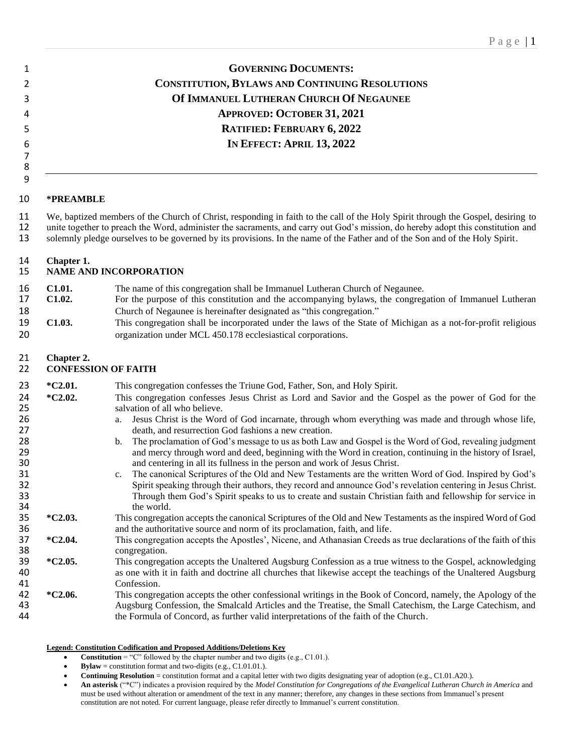# GOVERNING DOCUMENTS:
# CONSTITUTION, BYLAWS AND CONTINUING RESOLUTIONS
# OF IMMANUEL LUTHERAN CHURCH OF NEGAUNEE
## APPROVED: OCTOBER 31, 2021
## RATIFIED: FEBRUARY 6, 2022
## IN EFFECT: APRIL 13, 2022

---

**\*PREAMBLE**

We, baptized members of the Church of Christ, responding in faith to the call of the Holy Spirit through the Gospel, desiring to unite together to preach the Word, administer the sacraments, and carry out God's mission, do hereby adopt this constitution and solemnly pledge ourselves to be governed by its provisions. In the name of the Father and of the Son and of the Holy Spirit.

**Chapter 1.**
**NAME AND INCORPORATION**

**C1.01.** The name of this congregation shall be Immanuel Lutheran Church of Negaunee.

**C1.02.** For the purpose of this constitution and the accompanying bylaws, the congregation of Immanuel Lutheran Church of Negaunee is hereinafter designated as "this congregation."

**C1.03.** This congregation shall be incorporated under the laws of the State of Michigan as a not-for-profit religious organization under MCL 450.178 ecclesiastical corporations.

**Chapter 2.**
**CONFESSION OF FAITH**

**\*C2.01.** This congregation confesses the Triune God, Father, Son, and Holy Spirit.

**\*C2.02.** This congregation confesses Jesus Christ as Lord and Savior and the Gospel as the power of God for the salvation of all who believe.

a. Jesus Christ is the Word of God incarnate, through whom everything was made and through whose life, death, and resurrection God fashions a new creation.

b. The proclamation of God's message to us as both Law and Gospel is the Word of God, revealing judgment and mercy through word and deed, beginning with the Word in creation, continuing in the history of Israel, and centering in all its fullness in the person and work of Jesus Christ.

c. The canonical Scriptures of the Old and New Testaments are the written Word of God. Inspired by God's Spirit speaking through their authors, they record and announce God's revelation centering in Jesus Christ. Through them God's Spirit speaks to us to create and sustain Christian faith and fellowship for service in the world.

**\*C2.03.** This congregation accepts the canonical Scriptures of the Old and New Testaments as the inspired Word of God and the authoritative source and norm of its proclamation, faith, and life.

**\*C2.04.** This congregation accepts the Apostles', Nicene, and Athanasian Creeds as true declarations of the faith of this congregation.

**\*C2.05.** This congregation accepts the Unaltered Augsburg Confession as a true witness to the Gospel, acknowledging as one with it in faith and doctrine all churches that likewise accept the teachings of the Unaltered Augsburg Confession.

**\*C2.06.** This congregation accepts the other confessional writings in the Book of Concord, namely, the Apology of the Augsburg Confession, the Smalcald Articles and the Treatise, the Small Catechism, the Large Catechism, and the Formula of Concord, as further valid interpretations of the faith of the Church.

**Legend: Constitution Codification and Proposed Additions/Deletions Key**

- **Constitution** = "C" followed by the chapter number and two digits (e.g., C1.01.).
- **Bylaw** = constitution format and two-digits (e.g., C1.01.01.).
- **Continuing Resolution** = constitution format and a capital letter with two digits designating year of adoption (e.g., C1.01.A20.).
- **An asterisk** ("\*C") indicates a provision required by the *Model Constitution for Congregations of the Evangelical Lutheran Church in America* and must be used without alteration or amendment of the text in any manner; therefore, any changes in these sections from Immanuel's present constitution are not noted. For current language, please refer directly to Immanuel's current constitution.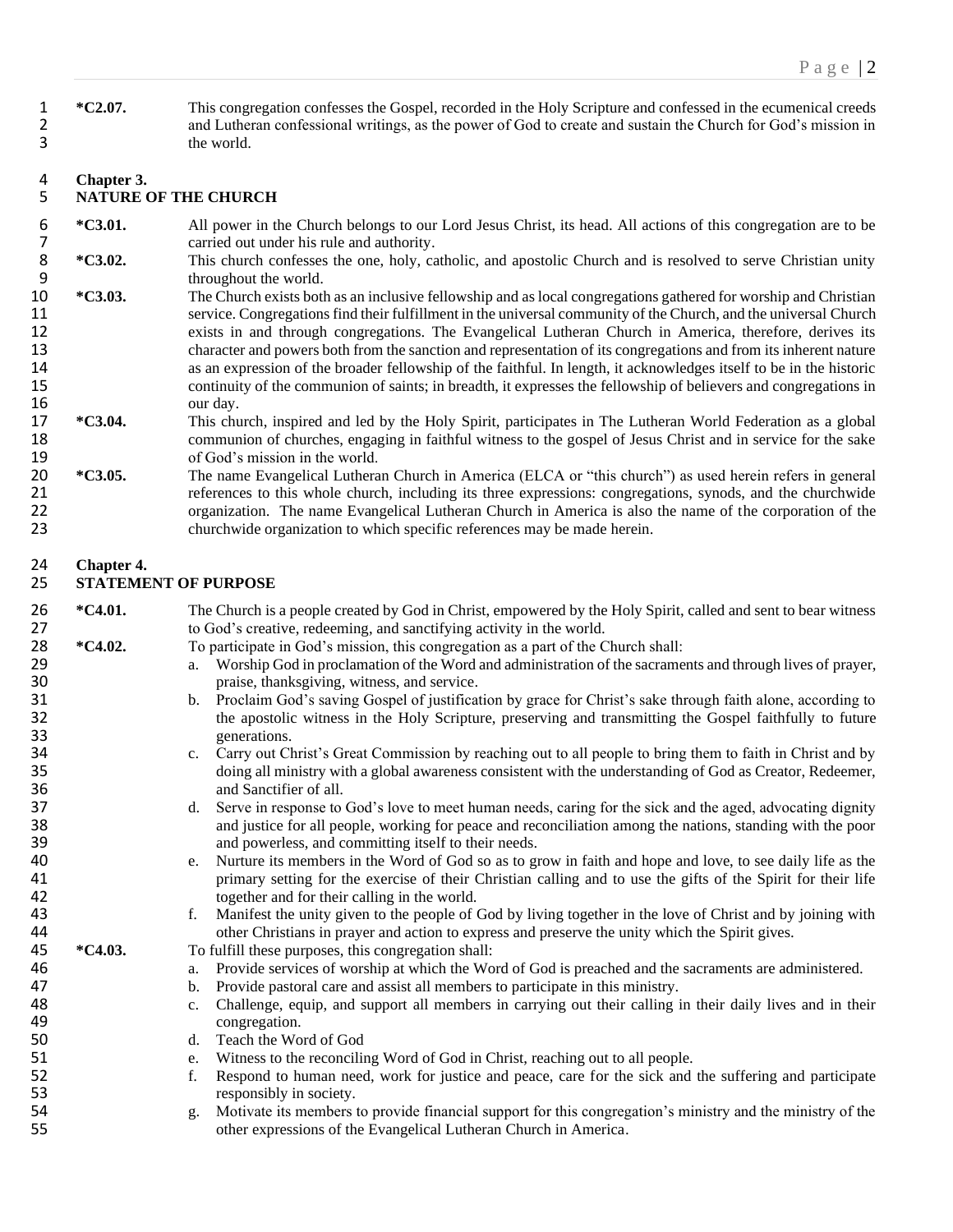**\*C2.07.** This congregation confesses the Gospel, recorded in the Holy Scripture and confessed in the ecumenical creeds and Lutheran confessional writings, as the power of God to create and sustain the Church for God's mission in the world.

## Chapter 3.
## NATURE OF THE CHURCH

**\*C3.01.** All power in the Church belongs to our Lord Jesus Christ, its head. All actions of this congregation are to be carried out under his rule and authority.

**\*C3.02.** This church confesses the one, holy, catholic, and apostolic Church and is resolved to serve Christian unity throughout the world.

**\*C3.03.** The Church exists both as an inclusive fellowship and as local congregations gathered for worship and Christian service. Congregations find their fulfillment in the universal community of the Church, and the universal Church exists in and through congregations. The Evangelical Lutheran Church in America, therefore, derives its character and powers both from the sanction and representation of its congregations and from its inherent nature as an expression of the broader fellowship of the faithful. In length, it acknowledges itself to be in the historic continuity of the communion of saints; in breadth, it expresses the fellowship of believers and congregations in our day.

**\*C3.04.** This church, inspired and led by the Holy Spirit, participates in The Lutheran World Federation as a global communion of churches, engaging in faithful witness to the gospel of Jesus Christ and in service for the sake of God's mission in the world.

**\*C3.05.** The name Evangelical Lutheran Church in America (ELCA or "this church") as used herein refers in general references to this whole church, including its three expressions: congregations, synods, and the churchwide organization. The name Evangelical Lutheran Church in America is also the name of the corporation of the churchwide organization to which specific references may be made herein.

## Chapter 4.
## STATEMENT OF PURPOSE

**\*C4.01.** The Church is a people created by God in Christ, empowered by the Holy Spirit, called and sent to bear witness to God's creative, redeeming, and sanctifying activity in the world.

**\*C4.02.** To participate in God's mission, this congregation as a part of the Church shall:

a. Worship God in proclamation of the Word and administration of the sacraments and through lives of prayer, praise, thanksgiving, witness, and service.
b. Proclaim God's saving Gospel of justification by grace for Christ's sake through faith alone, according to the apostolic witness in the Holy Scripture, preserving and transmitting the Gospel faithfully to future generations.
c. Carry out Christ's Great Commission by reaching out to all people to bring them to faith in Christ and by doing all ministry with a global awareness consistent with the understanding of God as Creator, Redeemer, and Sanctifier of all.
d. Serve in response to God's love to meet human needs, caring for the sick and the aged, advocating dignity and justice for all people, working for peace and reconciliation among the nations, standing with the poor and powerless, and committing itself to their needs.
e. Nurture its members in the Word of God so as to grow in faith and hope and love, to see daily life as the primary setting for the exercise of their Christian calling and to use the gifts of the Spirit for their life together and for their calling in the world.
f. Manifest the unity given to the people of God by living together in the love of Christ and by joining with other Christians in prayer and action to express and preserve the unity which the Spirit gives.

**\*C4.03.** To fulfill these purposes, this congregation shall:

a. Provide services of worship at which the Word of God is preached and the sacraments are administered.
b. Provide pastoral care and assist all members to participate in this ministry.
c. Challenge, equip, and support all members in carrying out their calling in their daily lives and in their congregation.
d. Teach the Word of God
e. Witness to the reconciling Word of God in Christ, reaching out to all people.
f. Respond to human need, work for justice and peace, care for the sick and the suffering and participate responsibly in society.
g. Motivate its members to provide financial support for this congregation's ministry and the ministry of the other expressions of the Evangelical Lutheran Church in America.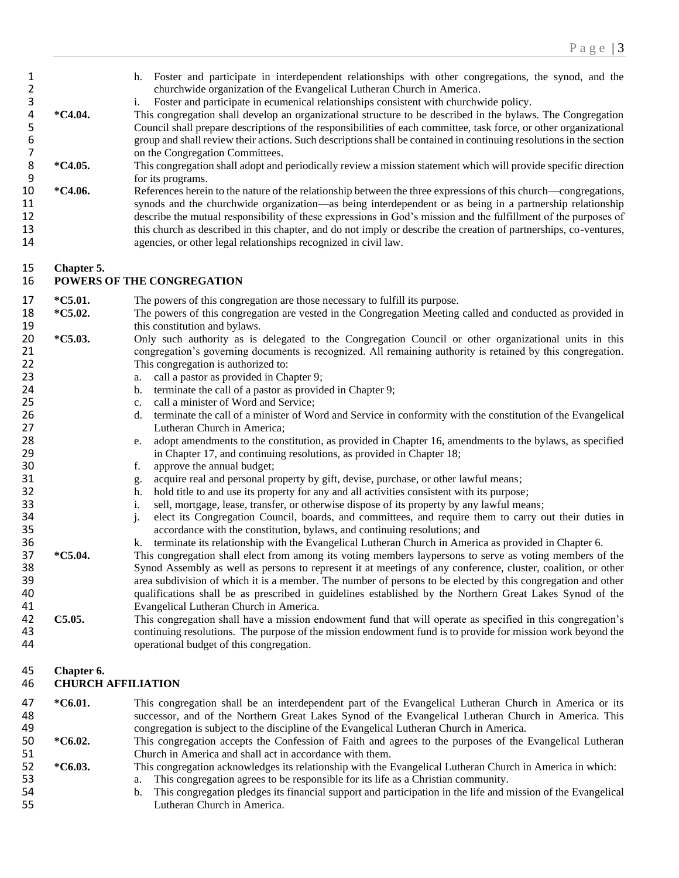h. Foster and participate in interdependent relationships with other congregations, the synod, and the churchwide organization of the Evangelical Lutheran Church in America.
i. Foster and participate in ecumenical relationships consistent with churchwide policy.

**\*C4.04.** This congregation shall develop an organizational structure to be described in the bylaws. The Congregation Council shall prepare descriptions of the responsibilities of each committee, task force, or other organizational group and shall review their actions. Such descriptions shall be contained in continuing resolutions in the section on the Congregation Committees.

**\*C4.05.** This congregation shall adopt and periodically review a mission statement which will provide specific direction for its programs.

**\*C4.06.** References herein to the nature of the relationship between the three expressions of this church—congregations, synods and the churchwide organization—as being interdependent or as being in a partnership relationship describe the mutual responsibility of these expressions in God's mission and the fulfillment of the purposes of this church as described in this chapter, and do not imply or describe the creation of partnerships, co-ventures, agencies, or other legal relationships recognized in civil law.

## Chapter 5.
## POWERS OF THE CONGREGATION

**\*C5.01.** The powers of this congregation are those necessary to fulfill its purpose.

**\*C5.02.** The powers of this congregation are vested in the Congregation Meeting called and conducted as provided in this constitution and bylaws.

**\*C5.03.** Only such authority as is delegated to the Congregation Council or other organizational units in this congregation's governing documents is recognized. All remaining authority is retained by this congregation. This congregation is authorized to:

a. call a pastor as provided in Chapter 9;
b. terminate the call of a pastor as provided in Chapter 9;
c. call a minister of Word and Service;
d. terminate the call of a minister of Word and Service in conformity with the constitution of the Evangelical Lutheran Church in America;
e. adopt amendments to the constitution, as provided in Chapter 16, amendments to the bylaws, as specified in Chapter 17, and continuing resolutions, as provided in Chapter 18;
f. approve the annual budget;
g. acquire real and personal property by gift, devise, purchase, or other lawful means;
h. hold title to and use its property for any and all activities consistent with its purpose;
i. sell, mortgage, lease, transfer, or otherwise dispose of its property by any lawful means;
j. elect its Congregation Council, boards, and committees, and require them to carry out their duties in accordance with the constitution, bylaws, and continuing resolutions; and
k. terminate its relationship with the Evangelical Lutheran Church in America as provided in Chapter 6.

**\*C5.04.** This congregation shall elect from among its voting members laypersons to serve as voting members of the Synod Assembly as well as persons to represent it at meetings of any conference, cluster, coalition, or other area subdivision of which it is a member. The number of persons to be elected by this congregation and other qualifications shall be as prescribed in guidelines established by the Northern Great Lakes Synod of the Evangelical Lutheran Church in America.

**C5.05.** This congregation shall have a mission endowment fund that will operate as specified in this congregation's continuing resolutions. The purpose of the mission endowment fund is to provide for mission work beyond the operational budget of this congregation.

## Chapter 6.
## CHURCH AFFILIATION

**\*C6.01.** This congregation shall be an interdependent part of the Evangelical Lutheran Church in America or its successor, and of the Northern Great Lakes Synod of the Evangelical Lutheran Church in America. This congregation is subject to the discipline of the Evangelical Lutheran Church in America.

**\*C6.02.** This congregation accepts the Confession of Faith and agrees to the purposes of the Evangelical Lutheran Church in America and shall act in accordance with them.

**\*C6.03.** This congregation acknowledges its relationship with the Evangelical Lutheran Church in America in which:

a. This congregation agrees to be responsible for its life as a Christian community.
b. This congregation pledges its financial support and participation in the life and mission of the Evangelical Lutheran Church in America.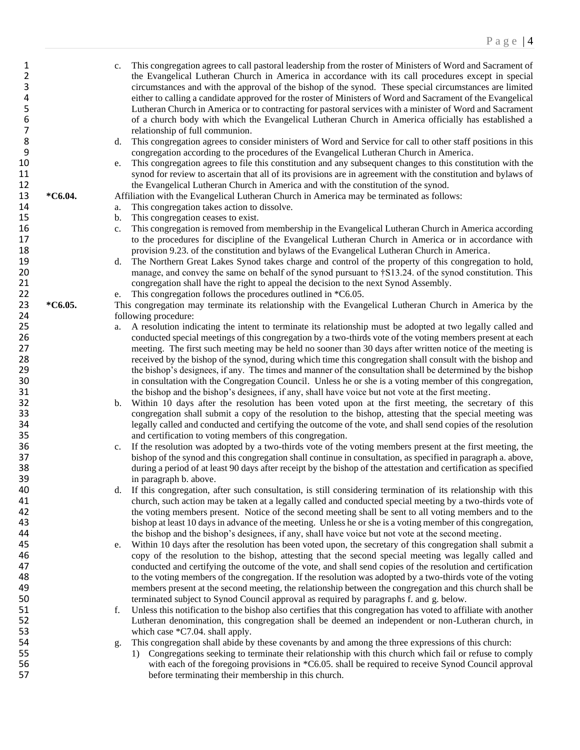c. This congregation agrees to call pastoral leadership from the roster of Ministers of Word and Sacrament of the Evangelical Lutheran Church in America in accordance with its call procedures except in special circumstances and with the approval of the bishop of the synod. These special circumstances are limited either to calling a candidate approved for the roster of Ministers of Word and Sacrament of the Evangelical Lutheran Church in America or to contracting for pastoral services with a minister of Word and Sacrament of a church body with which the Evangelical Lutheran Church in America officially has established a relationship of full communion.

d. This congregation agrees to consider ministers of Word and Service for call to other staff positions in this congregation according to the procedures of the Evangelical Lutheran Church in America.

e. This congregation agrees to file this constitution and any subsequent changes to this constitution with the synod for review to ascertain that all of its provisions are in agreement with the constitution and bylaws of the Evangelical Lutheran Church in America and with the constitution of the synod.

**\*C6.04.** Affiliation with the Evangelical Lutheran Church in America may be terminated as follows:

a. This congregation takes action to dissolve.

b. This congregation ceases to exist.

c. This congregation is removed from membership in the Evangelical Lutheran Church in America according to the procedures for discipline of the Evangelical Lutheran Church in America or in accordance with provision 9.23. of the constitution and bylaws of the Evangelical Lutheran Church in America.

d. The Northern Great Lakes Synod takes charge and control of the property of this congregation to hold, manage, and convey the same on behalf of the synod pursuant to †S13.24. of the synod constitution. This congregation shall have the right to appeal the decision to the next Synod Assembly.

e. This congregation follows the procedures outlined in *C6.05.

**\*C6.05.** This congregation may terminate its relationship with the Evangelical Lutheran Church in America by the following procedure:

a. A resolution indicating the intent to terminate its relationship must be adopted at two legally called and conducted special meetings of this congregation by a two-thirds vote of the voting members present at each meeting. The first such meeting may be held no sooner than 30 days after written notice of the meeting is received by the bishop of the synod, during which time this congregation shall consult with the bishop and the bishop's designees, if any. The times and manner of the consultation shall be determined by the bishop in consultation with the Congregation Council. Unless he or she is a voting member of this congregation, the bishop and the bishop's designees, if any, shall have voice but not vote at the first meeting.

b. Within 10 days after the resolution has been voted upon at the first meeting, the secretary of this congregation shall submit a copy of the resolution to the bishop, attesting that the special meeting was legally called and conducted and certifying the outcome of the vote, and shall send copies of the resolution and certification to voting members of this congregation.

c. If the resolution was adopted by a two-thirds vote of the voting members present at the first meeting, the bishop of the synod and this congregation shall continue in consultation, as specified in paragraph a. above, during a period of at least 90 days after receipt by the bishop of the attestation and certification as specified in paragraph b. above.

d. If this congregation, after such consultation, is still considering termination of its relationship with this church, such action may be taken at a legally called and conducted special meeting by a two-thirds vote of the voting members present. Notice of the second meeting shall be sent to all voting members and to the bishop at least 10 days in advance of the meeting. Unless he or she is a voting member of this congregation, the bishop and the bishop's designees, if any, shall have voice but not vote at the second meeting.

e. Within 10 days after the resolution has been voted upon, the secretary of this congregation shall submit a copy of the resolution to the bishop, attesting that the second special meeting was legally called and conducted and certifying the outcome of the vote, and shall send copies of the resolution and certification to the voting members of the congregation. If the resolution was adopted by a two-thirds vote of the voting members present at the second meeting, the relationship between the congregation and this church shall be terminated subject to Synod Council approval as required by paragraphs f. and g. below.

f. Unless this notification to the bishop also certifies that this congregation has voted to affiliate with another Lutheran denomination, this congregation shall be deemed an independent or non-Lutheran church, in which case *C7.04. shall apply.

g. This congregation shall abide by these covenants by and among the three expressions of this church:

1) Congregations seeking to terminate their relationship with this church which fail or refuse to comply with each of the foregoing provisions in *C6.05. shall be required to receive Synod Council approval before terminating their membership in this church.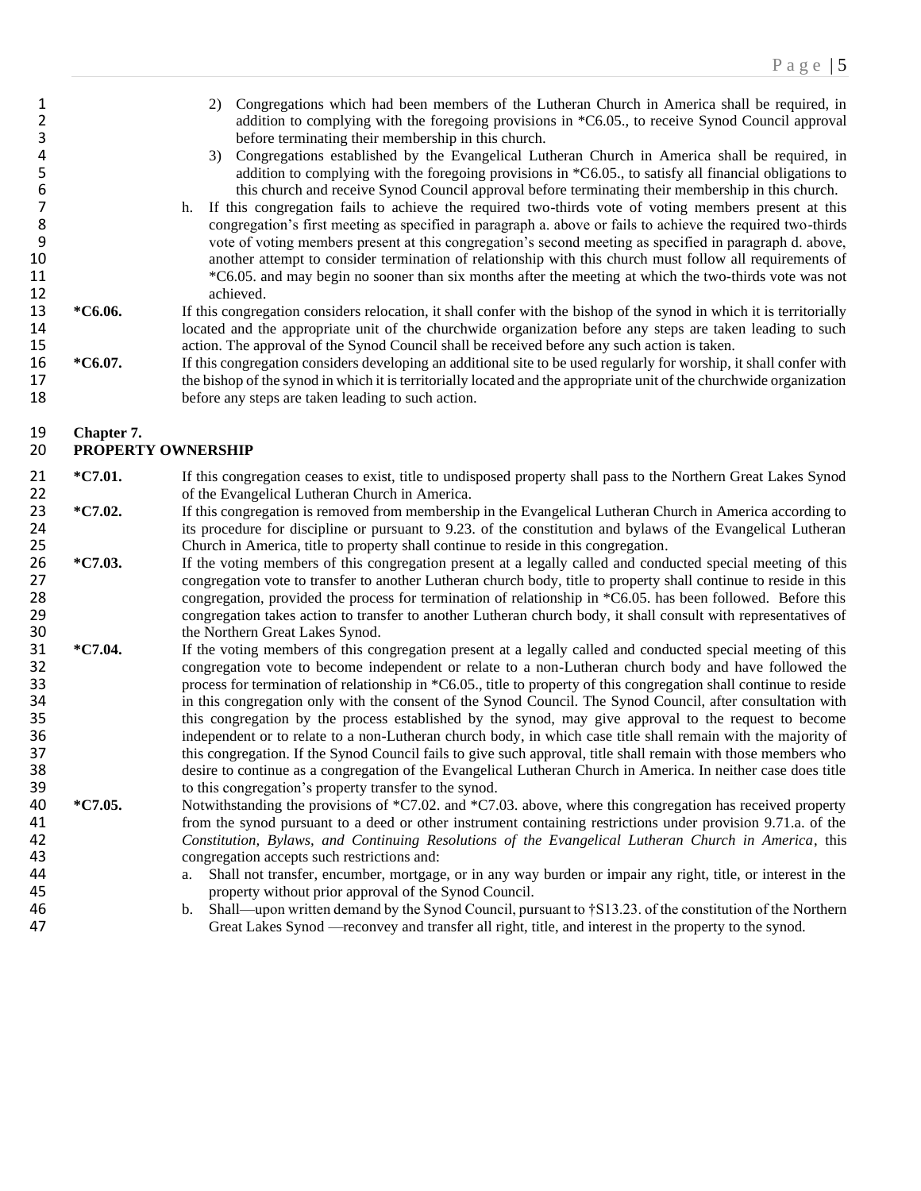2) Congregations which had been members of the Lutheran Church in America shall be required, in addition to complying with the foregoing provisions in *C6.05., to receive Synod Council approval before terminating their membership in this church.

3) Congregations established by the Evangelical Lutheran Church in America shall be required, in addition to complying with the foregoing provisions in *C6.05., to satisfy all financial obligations to this church and receive Synod Council approval before terminating their membership in this church.

h. If this congregation fails to achieve the required two-thirds vote of voting members present at this congregation's first meeting as specified in paragraph a. above or fails to achieve the required two-thirds vote of voting members present at this congregation's second meeting as specified in paragraph d. above, another attempt to consider termination of relationship with this church must follow all requirements of *C6.05. and may begin no sooner than six months after the meeting at which the two-thirds vote was not achieved.

**\*C6.06.** If this congregation considers relocation, it shall confer with the bishop of the synod in which it is territorially located and the appropriate unit of the churchwide organization before any steps are taken leading to such action. The approval of the Synod Council shall be received before any such action is taken.

**\*C6.07.** If this congregation considers developing an additional site to be used regularly for worship, it shall confer with the bishop of the synod in which it is territorially located and the appropriate unit of the churchwide organization before any steps are taken leading to such action.

## Chapter 7.
## PROPERTY OWNERSHIP

**\*C7.01.** If this congregation ceases to exist, title to undisposed property shall pass to the Northern Great Lakes Synod of the Evangelical Lutheran Church in America.

**\*C7.02.** If this congregation is removed from membership in the Evangelical Lutheran Church in America according to its procedure for discipline or pursuant to 9.23. of the constitution and bylaws of the Evangelical Lutheran Church in America, title to property shall continue to reside in this congregation.

**\*C7.03.** If the voting members of this congregation present at a legally called and conducted special meeting of this congregation vote to transfer to another Lutheran church body, title to property shall continue to reside in this congregation, provided the process for termination of relationship in *C6.05. has been followed. Before this congregation takes action to transfer to another Lutheran church body, it shall consult with representatives of the Northern Great Lakes Synod.

**\*C7.04.** If the voting members of this congregation present at a legally called and conducted special meeting of this congregation vote to become independent or relate to a non-Lutheran church body and have followed the process for termination of relationship in *C6.05., title to property of this congregation shall continue to reside in this congregation only with the consent of the Synod Council. The Synod Council, after consultation with this congregation by the process established by the synod, may give approval to the request to become independent or to relate to a non-Lutheran church body, in which case title shall remain with the majority of this congregation. If the Synod Council fails to give such approval, title shall remain with those members who desire to continue as a congregation of the Evangelical Lutheran Church in America. In neither case does title to this congregation's property transfer to the synod.

**\*C7.05.** Notwithstanding the provisions of *C7.02. and *C7.03. above, where this congregation has received property from the synod pursuant to a deed or other instrument containing restrictions under provision 9.71.a. of the *Constitution, Bylaws, and Continuing Resolutions of the Evangelical Lutheran Church in America*, this congregation accepts such restrictions and:

a. Shall not transfer, encumber, mortgage, or in any way burden or impair any right, title, or interest in the property without prior approval of the Synod Council.

b. Shall—upon written demand by the Synod Council, pursuant to †S13.23. of the constitution of the Northern Great Lakes Synod —reconvey and transfer all right, title, and interest in the property to the synod.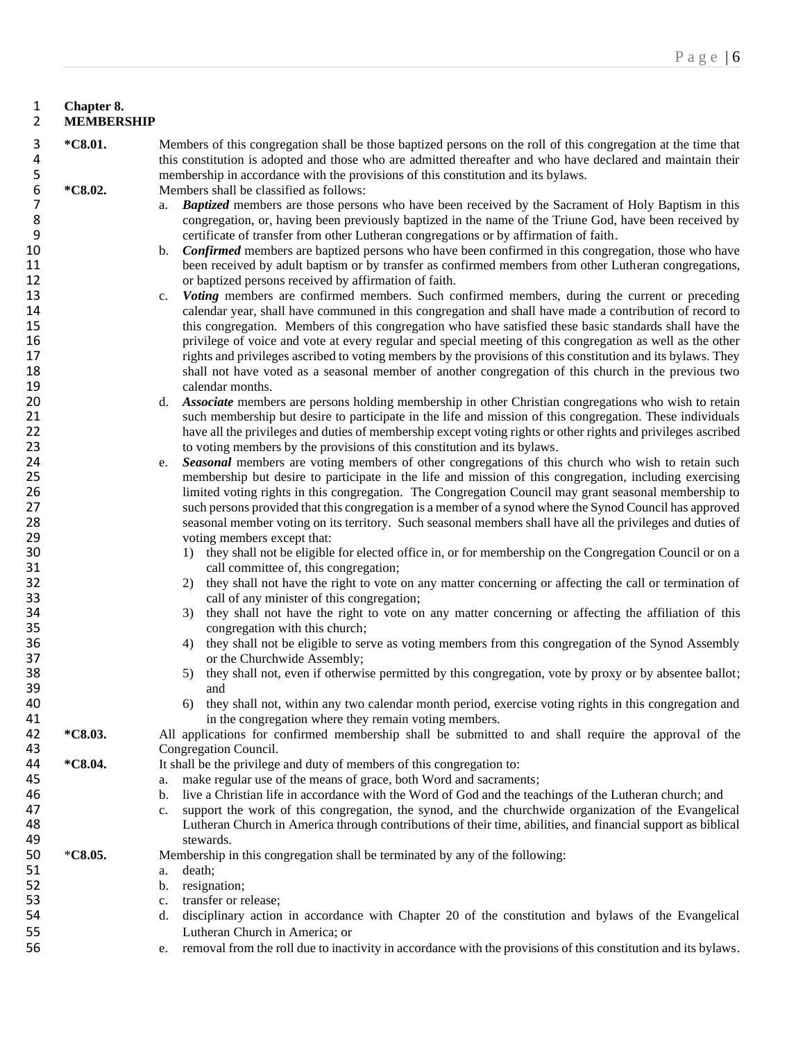**Chapter 8.**
**MEMBERSHIP**

**\*C8.01.** Members of this congregation shall be those baptized persons on the roll of this congregation at the time that this constitution is adopted and those who are admitted thereafter and who have declared and maintain their membership in accordance with the provisions of this constitution and its bylaws.

**\*C8.02.** Members shall be classified as follows:

a. ***Baptized*** members are those persons who have been received by the Sacrament of Holy Baptism in this congregation, or, having been previously baptized in the name of the Triune God, have been received by certificate of transfer from other Lutheran congregations or by affirmation of faith.

b. ***Confirmed*** members are baptized persons who have been confirmed in this congregation, those who have been received by adult baptism or by transfer as confirmed members from other Lutheran congregations, or baptized persons received by affirmation of faith.

c. ***Voting*** members are confirmed members. Such confirmed members, during the current or preceding calendar year, shall have communed in this congregation and shall have made a contribution of record to this congregation. Members of this congregation who have satisfied these basic standards shall have the privilege of voice and vote at every regular and special meeting of this congregation as well as the other rights and privileges ascribed to voting members by the provisions of this constitution and its bylaws. They shall not have voted as a seasonal member of another congregation of this church in the previous two calendar months.

d. ***Associate*** members are persons holding membership in other Christian congregations who wish to retain such membership but desire to participate in the life and mission of this congregation. These individuals have all the privileges and duties of membership except voting rights or other rights and privileges ascribed to voting members by the provisions of this constitution and its bylaws.

e. ***Seasonal*** members are voting members of other congregations of this church who wish to retain such membership but desire to participate in the life and mission of this congregation, including exercising limited voting rights in this congregation. The Congregation Council may grant seasonal membership to such persons provided that this congregation is a member of a synod where the Synod Council has approved seasonal member voting on its territory. Such seasonal members shall have all the privileges and duties of voting members except that:

1) they shall not be eligible for elected office in, or for membership on the Congregation Council or on a call committee of, this congregation;
2) they shall not have the right to vote on any matter concerning or affecting the call or termination of call of any minister of this congregation;
3) they shall not have the right to vote on any matter concerning or affecting the affiliation of this congregation with this church;
4) they shall not be eligible to serve as voting members from this congregation of the Synod Assembly or the Churchwide Assembly;
5) they shall not, even if otherwise permitted by this congregation, vote by proxy or by absentee ballot; and
6) they shall not, within any two calendar month period, exercise voting rights in this congregation and in the congregation where they remain voting members.

**\*C8.03.** All applications for confirmed membership shall be submitted to and shall require the approval of the Congregation Council.

**\*C8.04.** It shall be the privilege and duty of members of this congregation to:

a. make regular use of the means of grace, both Word and sacraments;
b. live a Christian life in accordance with the Word of God and the teachings of the Lutheran church; and
c. support the work of this congregation, the synod, and the churchwide organization of the Evangelical Lutheran Church in America through contributions of their time, abilities, and financial support as biblical stewards.

\***C8.05.** Membership in this congregation shall be terminated by any of the following:

a. death;
b. resignation;
c. transfer or release;
d. disciplinary action in accordance with Chapter 20 of the constitution and bylaws of the Evangelical Lutheran Church in America; or
e. removal from the roll due to inactivity in accordance with the provisions of this constitution and its bylaws.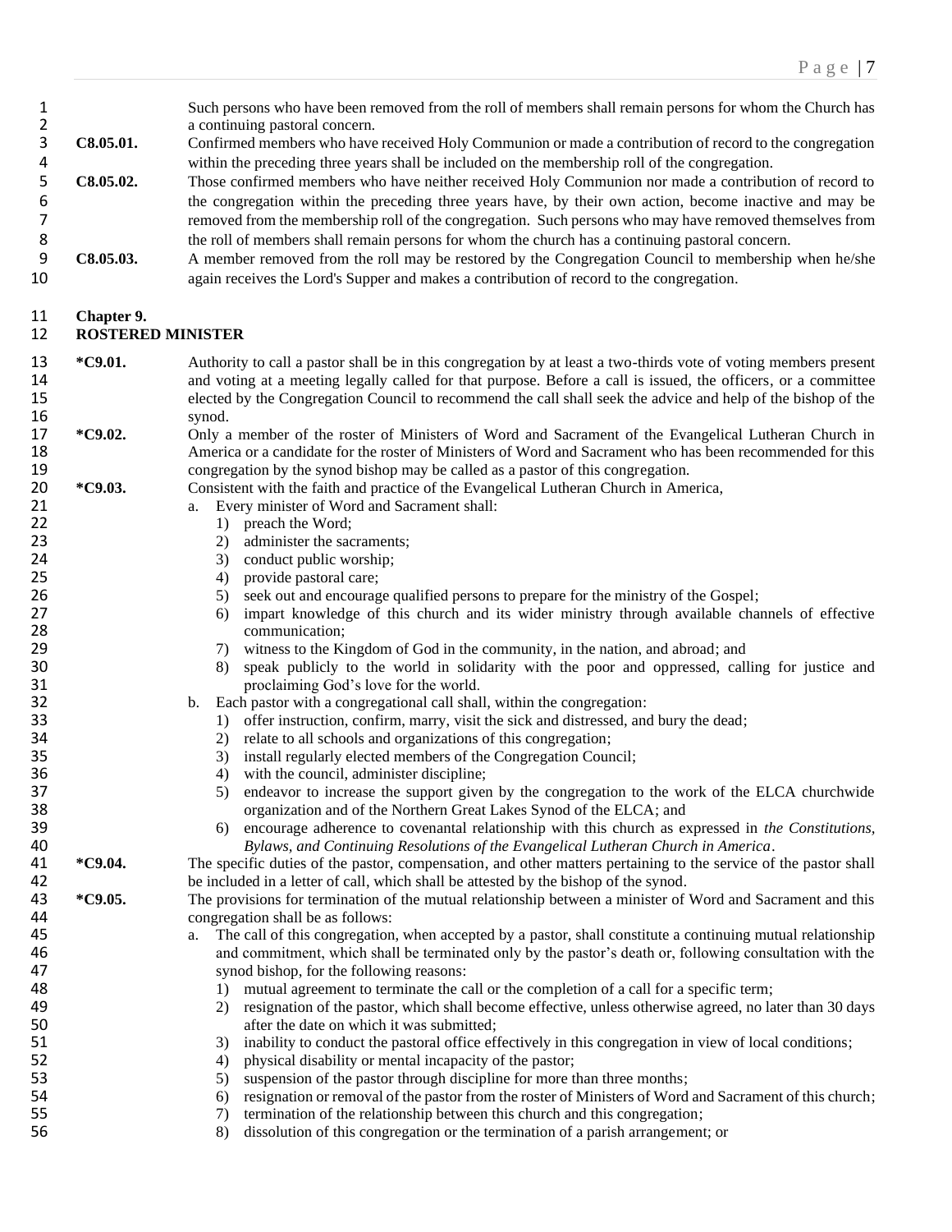Such persons who have been removed from the roll of members shall remain persons for whom the Church has a continuing pastoral concern.

**C8.05.01.** Confirmed members who have received Holy Communion or made a contribution of record to the congregation within the preceding three years shall be included on the membership roll of the congregation.

**C8.05.02.** Those confirmed members who have neither received Holy Communion nor made a contribution of record to the congregation within the preceding three years have, by their own action, become inactive and may be removed from the membership roll of the congregation. Such persons who may have removed themselves from the roll of members shall remain persons for whom the church has a continuing pastoral concern.

**C8.05.03.** A member removed from the roll may be restored by the Congregation Council to membership when he/she again receives the Lord's Supper and makes a contribution of record to the congregation.

## Chapter 9.
## ROSTERED MINISTER

**\*C9.01.** Authority to call a pastor shall be in this congregation by at least a two-thirds vote of voting members present and voting at a meeting legally called for that purpose. Before a call is issued, the officers, or a committee elected by the Congregation Council to recommend the call shall seek the advice and help of the bishop of the synod.

**\*C9.02.** Only a member of the roster of Ministers of Word and Sacrament of the Evangelical Lutheran Church in America or a candidate for the roster of Ministers of Word and Sacrament who has been recommended for this congregation by the synod bishop may be called as a pastor of this congregation.

**\*C9.03.** Consistent with the faith and practice of the Evangelical Lutheran Church in America,

a. Every minister of Word and Sacrament shall:
   1) preach the Word;
   2) administer the sacraments;
   3) conduct public worship;
   4) provide pastoral care;
   5) seek out and encourage qualified persons to prepare for the ministry of the Gospel;
   6) impart knowledge of this church and its wider ministry through available channels of effective communication;
   7) witness to the Kingdom of God in the community, in the nation, and abroad; and
   8) speak publicly to the world in solidarity with the poor and oppressed, calling for justice and proclaiming God's love for the world.

b. Each pastor with a congregational call shall, within the congregation:
   1) offer instruction, confirm, marry, visit the sick and distressed, and bury the dead;
   2) relate to all schools and organizations of this congregation;
   3) install regularly elected members of the Congregation Council;
   4) with the council, administer discipline;
   5) endeavor to increase the support given by the congregation to the work of the ELCA churchwide organization and of the Northern Great Lakes Synod of the ELCA; and
   6) encourage adherence to covenantal relationship with this church as expressed in *the Constitutions, Bylaws, and Continuing Resolutions of the Evangelical Lutheran Church in America*.

**\*C9.04.** The specific duties of the pastor, compensation, and other matters pertaining to the service of the pastor shall be included in a letter of call, which shall be attested by the bishop of the synod.

**\*C9.05.** The provisions for termination of the mutual relationship between a minister of Word and Sacrament and this congregation shall be as follows:

a. The call of this congregation, when accepted by a pastor, shall constitute a continuing mutual relationship and commitment, which shall be terminated only by the pastor's death or, following consultation with the synod bishop, for the following reasons:
   1) mutual agreement to terminate the call or the completion of a call for a specific term;
   2) resignation of the pastor, which shall become effective, unless otherwise agreed, no later than 30 days after the date on which it was submitted;
   3) inability to conduct the pastoral office effectively in this congregation in view of local conditions;
   4) physical disability or mental incapacity of the pastor;
   5) suspension of the pastor through discipline for more than three months;
   6) resignation or removal of the pastor from the roster of Ministers of Word and Sacrament of this church;
   7) termination of the relationship between this church and this congregation;
   8) dissolution of this congregation or the termination of a parish arrangement; or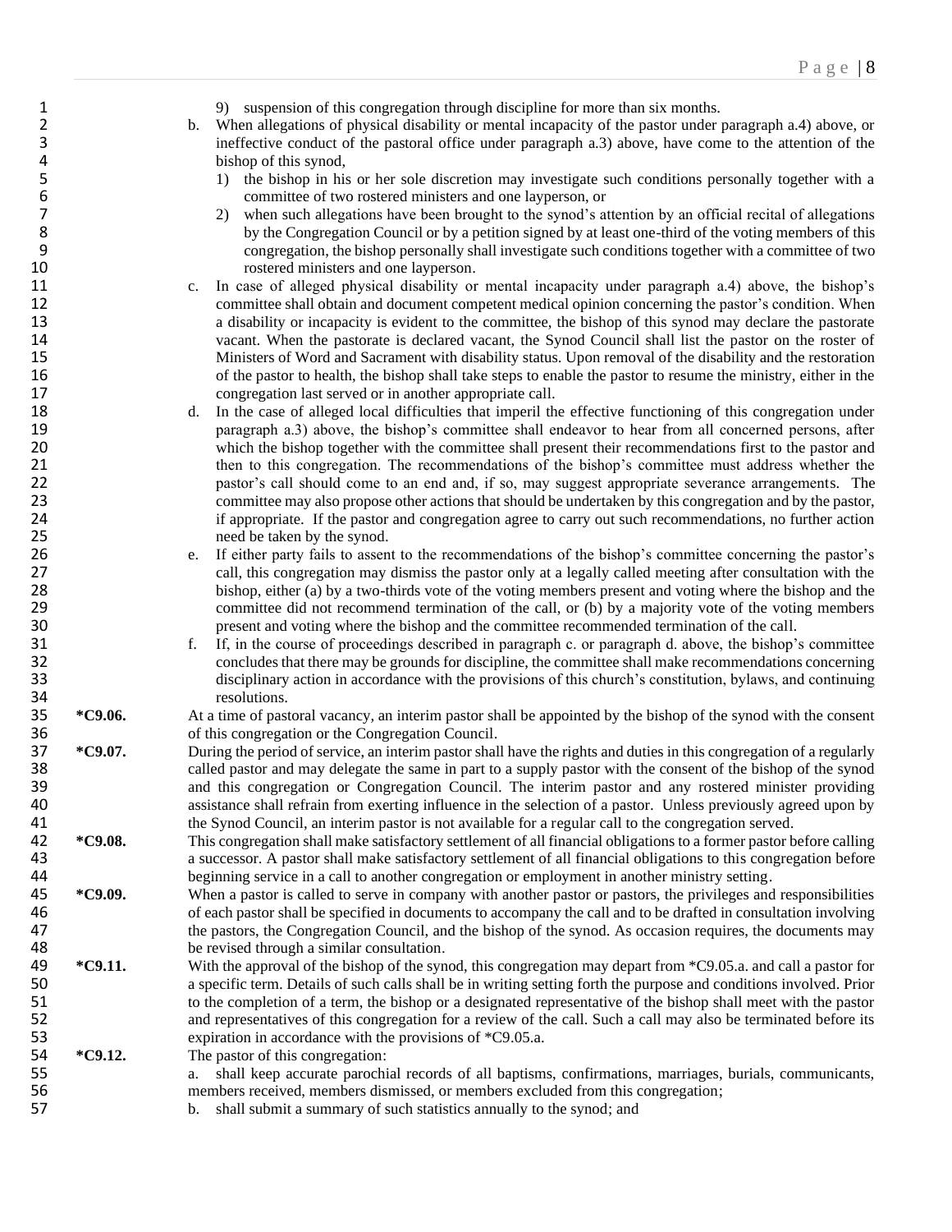9) suspension of this congregation through discipline for more than six months.

b. When allegations of physical disability or mental incapacity of the pastor under paragraph a.4) above, or ineffective conduct of the pastoral office under paragraph a.3) above, have come to the attention of the bishop of this synod,

1) the bishop in his or her sole discretion may investigate such conditions personally together with a committee of two rostered ministers and one layperson, or

2) when such allegations have been brought to the synod's attention by an official recital of allegations by the Congregation Council or by a petition signed by at least one-third of the voting members of this congregation, the bishop personally shall investigate such conditions together with a committee of two rostered ministers and one layperson.

c. In case of alleged physical disability or mental incapacity under paragraph a.4) above, the bishop's committee shall obtain and document competent medical opinion concerning the pastor's condition. When a disability or incapacity is evident to the committee, the bishop of this synod may declare the pastorate vacant. When the pastorate is declared vacant, the Synod Council shall list the pastor on the roster of Ministers of Word and Sacrament with disability status. Upon removal of the disability and the restoration of the pastor to health, the bishop shall take steps to enable the pastor to resume the ministry, either in the congregation last served or in another appropriate call.

d. In the case of alleged local difficulties that imperil the effective functioning of this congregation under paragraph a.3) above, the bishop's committee shall endeavor to hear from all concerned persons, after which the bishop together with the committee shall present their recommendations first to the pastor and then to this congregation. The recommendations of the bishop's committee must address whether the pastor's call should come to an end and, if so, may suggest appropriate severance arrangements. The committee may also propose other actions that should be undertaken by this congregation and by the pastor, if appropriate. If the pastor and congregation agree to carry out such recommendations, no further action need be taken by the synod.

e. If either party fails to assent to the recommendations of the bishop's committee concerning the pastor's call, this congregation may dismiss the pastor only at a legally called meeting after consultation with the bishop, either (a) by a two-thirds vote of the voting members present and voting where the bishop and the committee did not recommend termination of the call, or (b) by a majority vote of the voting members present and voting where the bishop and the committee recommended termination of the call.

f. If, in the course of proceedings described in paragraph c. or paragraph d. above, the bishop's committee concludes that there may be grounds for discipline, the committee shall make recommendations concerning disciplinary action in accordance with the provisions of this church's constitution, bylaws, and continuing resolutions.

**\*C9.06.** At a time of pastoral vacancy, an interim pastor shall be appointed by the bishop of the synod with the consent of this congregation or the Congregation Council.

**\*C9.07.** During the period of service, an interim pastor shall have the rights and duties in this congregation of a regularly called pastor and may delegate the same in part to a supply pastor with the consent of the bishop of the synod and this congregation or Congregation Council. The interim pastor and any rostered minister providing assistance shall refrain from exerting influence in the selection of a pastor. Unless previously agreed upon by the Synod Council, an interim pastor is not available for a regular call to the congregation served.

**\*C9.08.** This congregation shall make satisfactory settlement of all financial obligations to a former pastor before calling a successor. A pastor shall make satisfactory settlement of all financial obligations to this congregation before beginning service in a call to another congregation or employment in another ministry setting.

**\*C9.09.** When a pastor is called to serve in company with another pastor or pastors, the privileges and responsibilities of each pastor shall be specified in documents to accompany the call and to be drafted in consultation involving the pastors, the Congregation Council, and the bishop of the synod. As occasion requires, the documents may be revised through a similar consultation.

**\*C9.11.** With the approval of the bishop of the synod, this congregation may depart from *C9.05.a. and call a pastor for a specific term. Details of such calls shall be in writing setting forth the purpose and conditions involved. Prior to the completion of a term, the bishop or a designated representative of the bishop shall meet with the pastor and representatives of this congregation for a review of the call. Such a call may also be terminated before its expiration in accordance with the provisions of *C9.05.a.

**\*C9.12.** The pastor of this congregation:

a. shall keep accurate parochial records of all baptisms, confirmations, marriages, burials, communicants, members received, members dismissed, or members excluded from this congregation;

b. shall submit a summary of such statistics annually to the synod; and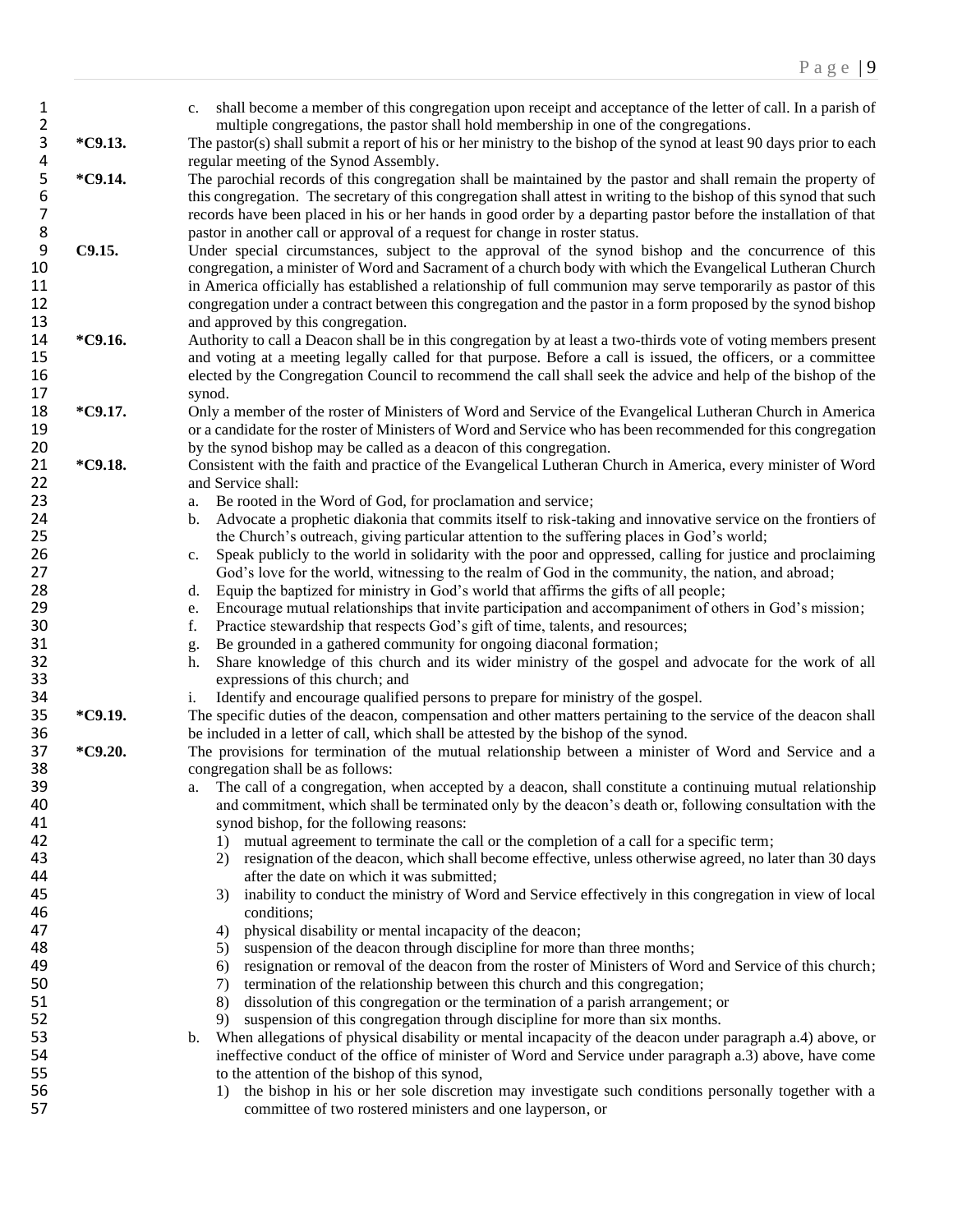c. shall become a member of this congregation upon receipt and acceptance of the letter of call. In a parish of multiple congregations, the pastor shall hold membership in one of the congregations.

**\*C9.13.** The pastor(s) shall submit a report of his or her ministry to the bishop of the synod at least 90 days prior to each regular meeting of the Synod Assembly.

**\*C9.14.** The parochial records of this congregation shall be maintained by the pastor and shall remain the property of this congregation. The secretary of this congregation shall attest in writing to the bishop of this synod that such records have been placed in his or her hands in good order by a departing pastor before the installation of that pastor in another call or approval of a request for change in roster status.

**C9.15.** Under special circumstances, subject to the approval of the synod bishop and the concurrence of this congregation, a minister of Word and Sacrament of a church body with which the Evangelical Lutheran Church in America officially has established a relationship of full communion may serve temporarily as pastor of this congregation under a contract between this congregation and the pastor in a form proposed by the synod bishop and approved by this congregation.

**\*C9.16.** Authority to call a Deacon shall be in this congregation by at least a two-thirds vote of voting members present and voting at a meeting legally called for that purpose. Before a call is issued, the officers, or a committee elected by the Congregation Council to recommend the call shall seek the advice and help of the bishop of the synod.

**\*C9.17.** Only a member of the roster of Ministers of Word and Service of the Evangelical Lutheran Church in America or a candidate for the roster of Ministers of Word and Service who has been recommended for this congregation by the synod bishop may be called as a deacon of this congregation.

**\*C9.18.** Consistent with the faith and practice of the Evangelical Lutheran Church in America, every minister of Word and Service shall:

a. Be rooted in the Word of God, for proclamation and service;
b. Advocate a prophetic diakonia that commits itself to risk-taking and innovative service on the frontiers of the Church's outreach, giving particular attention to the suffering places in God's world;
c. Speak publicly to the world in solidarity with the poor and oppressed, calling for justice and proclaiming God's love for the world, witnessing to the realm of God in the community, the nation, and abroad;
d. Equip the baptized for ministry in God's world that affirms the gifts of all people;
e. Encourage mutual relationships that invite participation and accompaniment of others in God's mission;
f. Practice stewardship that respects God's gift of time, talents, and resources;
g. Be grounded in a gathered community for ongoing diaconal formation;
h. Share knowledge of this church and its wider ministry of the gospel and advocate for the work of all expressions of this church; and
i. Identify and encourage qualified persons to prepare for ministry of the gospel.

**\*C9.19.** The specific duties of the deacon, compensation and other matters pertaining to the service of the deacon shall be included in a letter of call, which shall be attested by the bishop of the synod.

**\*C9.20.** The provisions for termination of the mutual relationship between a minister of Word and Service and a congregation shall be as follows:

a. The call of a congregation, when accepted by a deacon, shall constitute a continuing mutual relationship and commitment, which shall be terminated only by the deacon's death or, following consultation with the synod bishop, for the following reasons:
   1) mutual agreement to terminate the call or the completion of a call for a specific term;
   2) resignation of the deacon, which shall become effective, unless otherwise agreed, no later than 30 days after the date on which it was submitted;
   3) inability to conduct the ministry of Word and Service effectively in this congregation in view of local conditions;
   4) physical disability or mental incapacity of the deacon;
   5) suspension of the deacon through discipline for more than three months;
   6) resignation or removal of the deacon from the roster of Ministers of Word and Service of this church;
   7) termination of the relationship between this church and this congregation;
   8) dissolution of this congregation or the termination of a parish arrangement; or
   9) suspension of this congregation through discipline for more than six months.

b. When allegations of physical disability or mental incapacity of the deacon under paragraph a.4) above, or ineffective conduct of the office of minister of Word and Service under paragraph a.3) above, have come to the attention of the bishop of this synod,
   1) the bishop in his or her sole discretion may investigate such conditions personally together with a committee of two rostered ministers and one layperson, or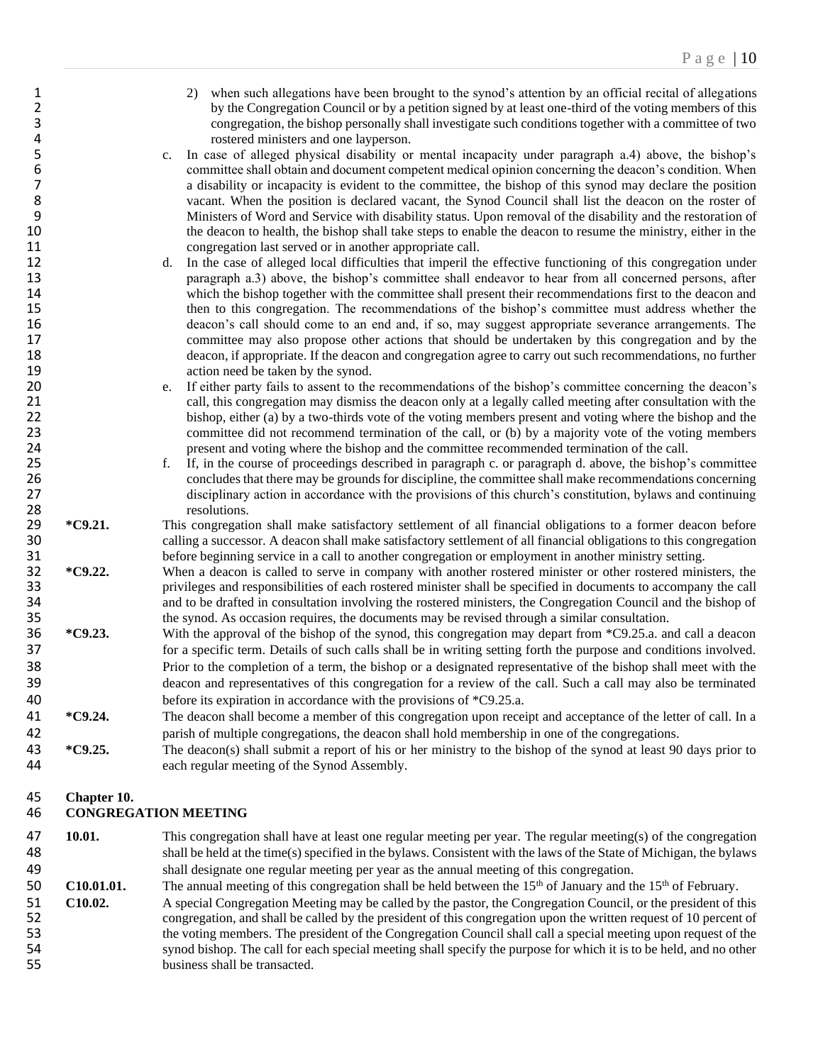2) when such allegations have been brought to the synod's attention by an official recital of allegations by the Congregation Council or by a petition signed by at least one-third of the voting members of this congregation, the bishop personally shall investigate such conditions together with a committee of two rostered ministers and one layperson.

c. In case of alleged physical disability or mental incapacity under paragraph a.4) above, the bishop's committee shall obtain and document competent medical opinion concerning the deacon's condition. When a disability or incapacity is evident to the committee, the bishop of this synod may declare the position vacant. When the position is declared vacant, the Synod Council shall list the deacon on the roster of Ministers of Word and Service with disability status. Upon removal of the disability and the restoration of the deacon to health, the bishop shall take steps to enable the deacon to resume the ministry, either in the congregation last served or in another appropriate call.

d. In the case of alleged local difficulties that imperil the effective functioning of this congregation under paragraph a.3) above, the bishop's committee shall endeavor to hear from all concerned persons, after which the bishop together with the committee shall present their recommendations first to the deacon and then to this congregation. The recommendations of the bishop's committee must address whether the deacon's call should come to an end and, if so, may suggest appropriate severance arrangements. The committee may also propose other actions that should be undertaken by this congregation and by the deacon, if appropriate. If the deacon and congregation agree to carry out such recommendations, no further action need be taken by the synod.

e. If either party fails to assent to the recommendations of the bishop's committee concerning the deacon's call, this congregation may dismiss the deacon only at a legally called meeting after consultation with the bishop, either (a) by a two-thirds vote of the voting members present and voting where the bishop and the committee did not recommend termination of the call, or (b) by a majority vote of the voting members present and voting where the bishop and the committee recommended termination of the call.

f. If, in the course of proceedings described in paragraph c. or paragraph d. above, the bishop's committee concludes that there may be grounds for discipline, the committee shall make recommendations concerning disciplinary action in accordance with the provisions of this church's constitution, bylaws and continuing resolutions.

**\*C9.21.** This congregation shall make satisfactory settlement of all financial obligations to a former deacon before calling a successor. A deacon shall make satisfactory settlement of all financial obligations to this congregation before beginning service in a call to another congregation or employment in another ministry setting.

**\*C9.22.** When a deacon is called to serve in company with another rostered minister or other rostered ministers, the privileges and responsibilities of each rostered minister shall be specified in documents to accompany the call and to be drafted in consultation involving the rostered ministers, the Congregation Council and the bishop of the synod. As occasion requires, the documents may be revised through a similar consultation.

**\*C9.23.** With the approval of the bishop of the synod, this congregation may depart from *C9.25.a. and call a deacon for a specific term. Details of such calls shall be in writing setting forth the purpose and conditions involved. Prior to the completion of a term, the bishop or a designated representative of the bishop shall meet with the deacon and representatives of this congregation for a review of the call. Such a call may also be terminated before its expiration in accordance with the provisions of *C9.25.a.

**\*C9.24.** The deacon shall become a member of this congregation upon receipt and acceptance of the letter of call. In a parish of multiple congregations, the deacon shall hold membership in one of the congregations.

**\*C9.25.** The deacon(s) shall submit a report of his or her ministry to the bishop of the synod at least 90 days prior to each regular meeting of the Synod Assembly.

## Chapter 10.
## CONGREGATION MEETING

**10.01.** This congregation shall have at least one regular meeting per year. The regular meeting(s) of the congregation shall be held at the time(s) specified in the bylaws. Consistent with the laws of the State of Michigan, the bylaws shall designate one regular meeting per year as the annual meeting of this congregation.

**C10.01.01.** The annual meeting of this congregation shall be held between the 15th of January and the 15th of February.

**C10.02.** A special Congregation Meeting may be called by the pastor, the Congregation Council, or the president of this congregation, and shall be called by the president of this congregation upon the written request of 10 percent of the voting members. The president of the Congregation Council shall call a special meeting upon request of the synod bishop. The call for each special meeting shall specify the purpose for which it is to be held, and no other business shall be transacted.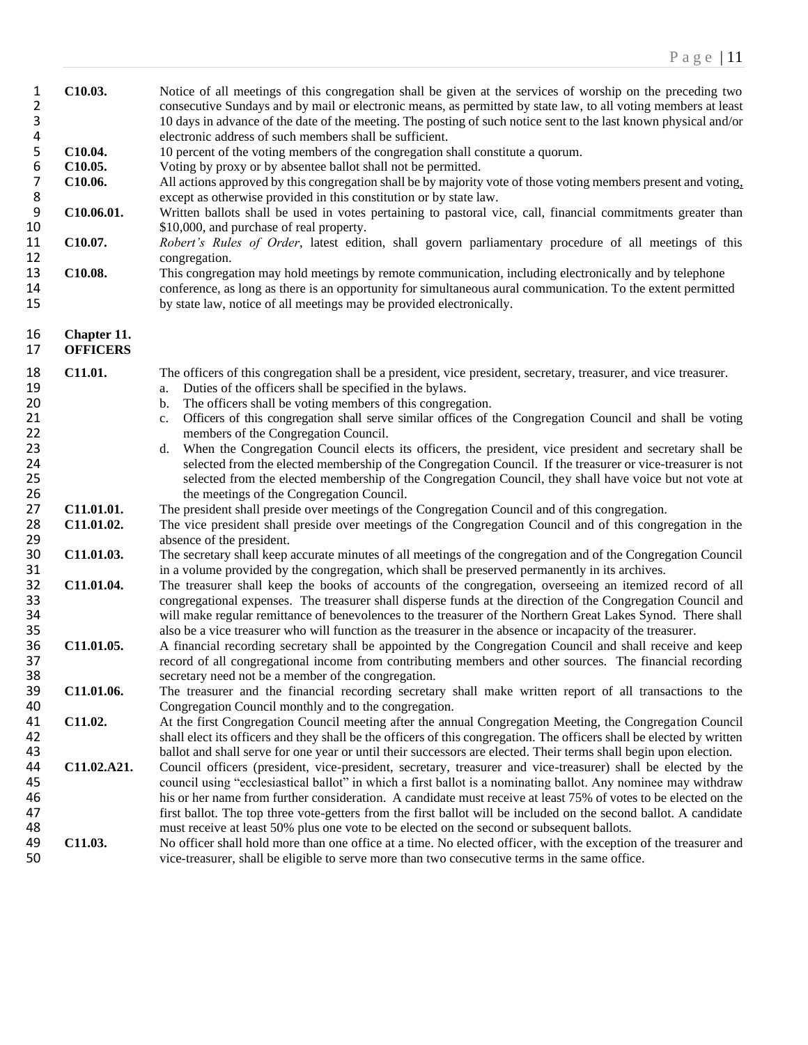**C10.03.** Notice of all meetings of this congregation shall be given at the services of worship on the preceding two consecutive Sundays and by mail or electronic means, as permitted by state law, to all voting members at least 10 days in advance of the date of the meeting. The posting of such notice sent to the last known physical and/or electronic address of such members shall be sufficient.

**C10.04.** 10 percent of the voting members of the congregation shall constitute a quorum.

**C10.05.** Voting by proxy or by absentee ballot shall not be permitted.

**C10.06.** All actions approved by this congregation shall be by majority vote of those voting members present and voting, except as otherwise provided in this constitution or by state law.

**C10.06.01.** Written ballots shall be used in votes pertaining to pastoral vice, call, financial commitments greater than $10,000, and purchase of real property.

**C10.07.** *Robert's Rules of Order*, latest edition, shall govern parliamentary procedure of all meetings of this congregation.

**C10.08.** This congregation may hold meetings by remote communication, including electronically and by telephone conference, as long as there is an opportunity for simultaneous aural communication. To the extent permitted by state law, notice of all meetings may be provided electronically.

## Chapter 11.
## OFFICERS

**C11.01.** The officers of this congregation shall be a president, vice president, secretary, treasurer, and vice treasurer.

a. Duties of the officers shall be specified in the bylaws.
b. The officers shall be voting members of this congregation.
c. Officers of this congregation shall serve similar offices of the Congregation Council and shall be voting members of the Congregation Council.
d. When the Congregation Council elects its officers, the president, vice president and secretary shall be selected from the elected membership of the Congregation Council. If the treasurer or vice-treasurer is not selected from the elected membership of the Congregation Council, they shall have voice but not vote at the meetings of the Congregation Council.

**C11.01.01.** The president shall preside over meetings of the Congregation Council and of this congregation.

**C11.01.02.** The vice president shall preside over meetings of the Congregation Council and of this congregation in the absence of the president.

**C11.01.03.** The secretary shall keep accurate minutes of all meetings of the congregation and of the Congregation Council in a volume provided by the congregation, which shall be preserved permanently in its archives.

**C11.01.04.** The treasurer shall keep the books of accounts of the congregation, overseeing an itemized record of all congregational expenses. The treasurer shall disperse funds at the direction of the Congregation Council and will make regular remittance of benevolences to the treasurer of the Northern Great Lakes Synod. There shall also be a vice treasurer who will function as the treasurer in the absence or incapacity of the treasurer.

**C11.01.05.** A financial recording secretary shall be appointed by the Congregation Council and shall receive and keep record of all congregational income from contributing members and other sources. The financial recording secretary need not be a member of the congregation.

**C11.01.06.** The treasurer and the financial recording secretary shall make written report of all transactions to the Congregation Council monthly and to the congregation.

**C11.02.** At the first Congregation Council meeting after the annual Congregation Meeting, the Congregation Council shall elect its officers and they shall be the officers of this congregation. The officers shall be elected by written ballot and shall serve for one year or until their successors are elected. Their terms shall begin upon election.

**C11.02.A21.** Council officers (president, vice-president, secretary, treasurer and vice-treasurer) shall be elected by the council using "ecclesiastical ballot" in which a first ballot is a nominating ballot. Any nominee may withdraw his or her name from further consideration. A candidate must receive at least 75% of votes to be elected on the first ballot. The top three vote-getters from the first ballot will be included on the second ballot. A candidate must receive at least 50% plus one vote to be elected on the second or subsequent ballots.

**C11.03.** No officer shall hold more than one office at a time. No elected officer, with the exception of the treasurer and vice-treasurer, shall be eligible to serve more than two consecutive terms in the same office.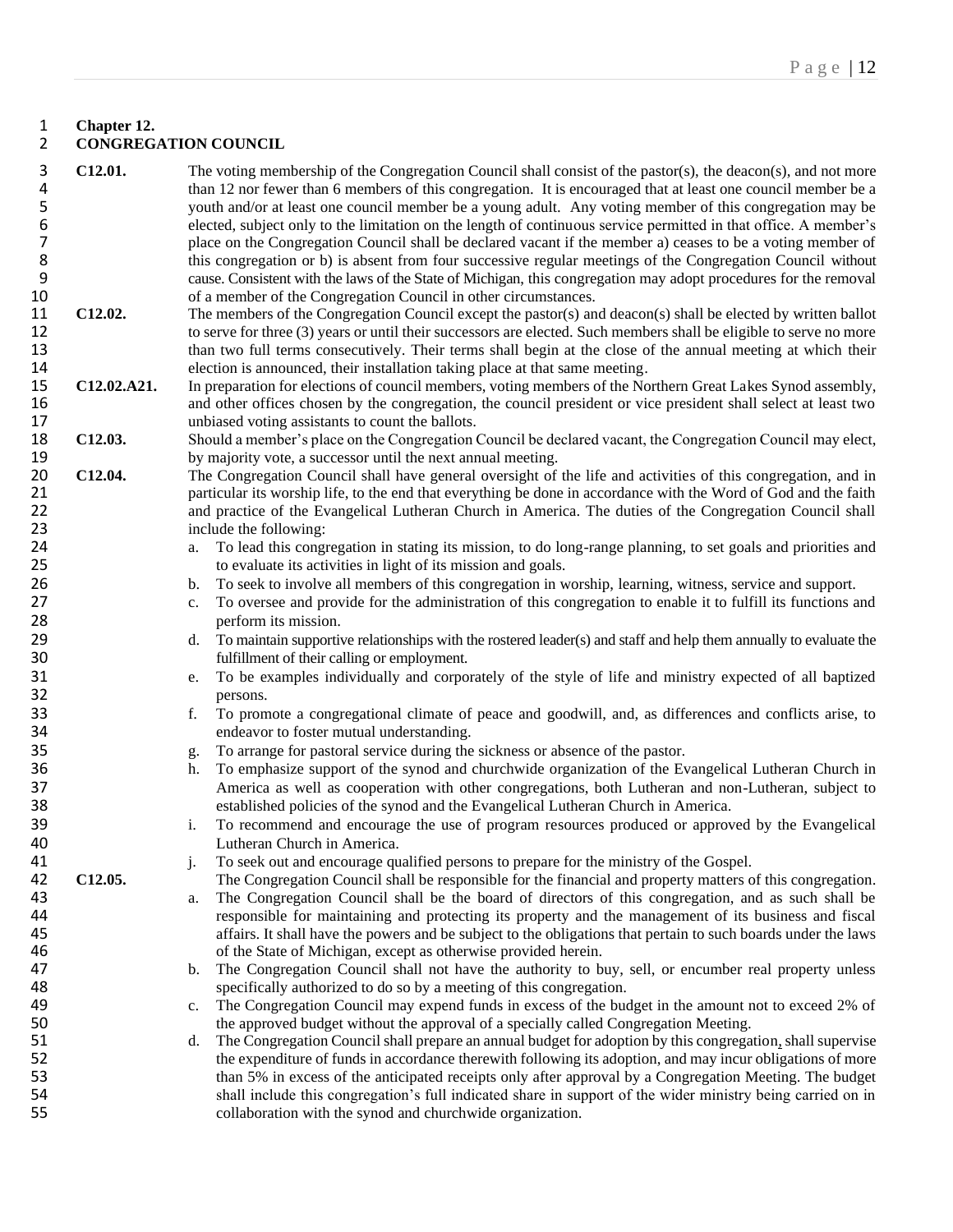## Chapter 12.
## CONGREGATION COUNCIL

**C12.01.** The voting membership of the Congregation Council shall consist of the pastor(s), the deacon(s), and not more than 12 nor fewer than 6 members of this congregation. It is encouraged that at least one council member be a youth and/or at least one council member be a young adult. Any voting member of this congregation may be elected, subject only to the limitation on the length of continuous service permitted in that office. A member's place on the Congregation Council shall be declared vacant if the member a) ceases to be a voting member of this congregation or b) is absent from four successive regular meetings of the Congregation Council without cause. Consistent with the laws of the State of Michigan, this congregation may adopt procedures for the removal of a member of the Congregation Council in other circumstances.

**C12.02.** The members of the Congregation Council except the pastor(s) and deacon(s) shall be elected by written ballot to serve for three (3) years or until their successors are elected. Such members shall be eligible to serve no more than two full terms consecutively. Their terms shall begin at the close of the annual meeting at which their election is announced, their installation taking place at that same meeting.

**C12.02.A21.** In preparation for elections of council members, voting members of the Northern Great Lakes Synod assembly, and other offices chosen by the congregation, the council president or vice president shall select at least two unbiased voting assistants to count the ballots.

**C12.03.** Should a member's place on the Congregation Council be declared vacant, the Congregation Council may elect, by majority vote, a successor until the next annual meeting.

**C12.04.** The Congregation Council shall have general oversight of the life and activities of this congregation, and in particular its worship life, to the end that everything be done in accordance with the Word of God and the faith and practice of the Evangelical Lutheran Church in America. The duties of the Congregation Council shall include the following:

a. To lead this congregation in stating its mission, to do long-range planning, to set goals and priorities and to evaluate its activities in light of its mission and goals.
b. To seek to involve all members of this congregation in worship, learning, witness, service and support.
c. To oversee and provide for the administration of this congregation to enable it to fulfill its functions and perform its mission.
d. To maintain supportive relationships with the rostered leader(s) and staff and help them annually to evaluate the fulfillment of their calling or employment.
e. To be examples individually and corporately of the style of life and ministry expected of all baptized persons.
f. To promote a congregational climate of peace and goodwill, and, as differences and conflicts arise, to endeavor to foster mutual understanding.
g. To arrange for pastoral service during the sickness or absence of the pastor.
h. To emphasize support of the synod and churchwide organization of the Evangelical Lutheran Church in America as well as cooperation with other congregations, both Lutheran and non-Lutheran, subject to established policies of the synod and the Evangelical Lutheran Church in America.
i. To recommend and encourage the use of program resources produced or approved by the Evangelical Lutheran Church in America.
j. To seek out and encourage qualified persons to prepare for the ministry of the Gospel.

**C12.05.** The Congregation Council shall be responsible for the financial and property matters of this congregation.

a. The Congregation Council shall be the board of directors of this congregation, and as such shall be responsible for maintaining and protecting its property and the management of its business and fiscal affairs. It shall have the powers and be subject to the obligations that pertain to such boards under the laws of the State of Michigan, except as otherwise provided herein.
b. The Congregation Council shall not have the authority to buy, sell, or encumber real property unless specifically authorized to do so by a meeting of this congregation.
c. The Congregation Council may expend funds in excess of the budget in the amount not to exceed 2% of the approved budget without the approval of a specially called Congregation Meeting.
d. The Congregation Council shall prepare an annual budget for adoption by this congregation, shall supervise the expenditure of funds in accordance therewith following its adoption, and may incur obligations of more than 5% in excess of the anticipated receipts only after approval by a Congregation Meeting. The budget shall include this congregation's full indicated share in support of the wider ministry being carried on in collaboration with the synod and churchwide organization.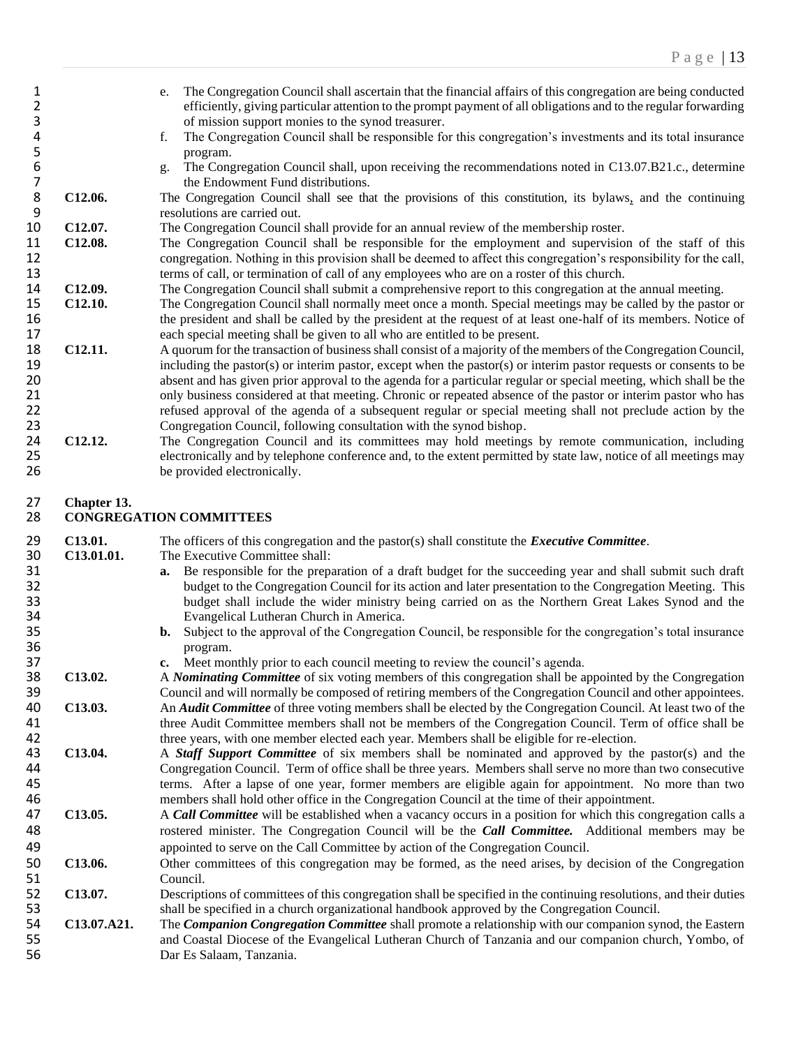e. The Congregation Council shall ascertain that the financial affairs of this congregation are being conducted efficiently, giving particular attention to the prompt payment of all obligations and to the regular forwarding of mission support monies to the synod treasurer.

f. The Congregation Council shall be responsible for this congregation's investments and its total insurance program.

g. The Congregation Council shall, upon receiving the recommendations noted in C13.07.B21.c., determine the Endowment Fund distributions.

**C12.06.** The Congregation Council shall see that the provisions of this constitution, its bylaws, and the continuing resolutions are carried out.

**C12.07.** The Congregation Council shall provide for an annual review of the membership roster.

**C12.08.** The Congregation Council shall be responsible for the employment and supervision of the staff of this congregation. Nothing in this provision shall be deemed to affect this congregation's responsibility for the call, terms of call, or termination of call of any employees who are on a roster of this church.

**C12.09.** The Congregation Council shall submit a comprehensive report to this congregation at the annual meeting.

**C12.10.** The Congregation Council shall normally meet once a month. Special meetings may be called by the pastor or the president and shall be called by the president at the request of at least one-half of its members. Notice of each special meeting shall be given to all who are entitled to be present.

**C12.11.** A quorum for the transaction of business shall consist of a majority of the members of the Congregation Council, including the pastor(s) or interim pastor, except when the pastor(s) or interim pastor requests or consents to be absent and has given prior approval to the agenda for a particular regular or special meeting, which shall be the only business considered at that meeting. Chronic or repeated absence of the pastor or interim pastor who has refused approval of the agenda of a subsequent regular or special meeting shall not preclude action by the Congregation Council, following consultation with the synod bishop.

**C12.12.** The Congregation Council and its committees may hold meetings by remote communication, including electronically and by telephone conference and, to the extent permitted by state law, notice of all meetings may be provided electronically.

## Chapter 13.
## CONGREGATION COMMITTEES

**C13.01.** The officers of this congregation and the pastor(s) shall constitute the ***Executive Committee***.

**C13.01.01.** The Executive Committee shall:

**a.** Be responsible for the preparation of a draft budget for the succeeding year and shall submit such draft budget to the Congregation Council for its action and later presentation to the Congregation Meeting. This budget shall include the wider ministry being carried on as the Northern Great Lakes Synod and the Evangelical Lutheran Church in America.

**b.** Subject to the approval of the Congregation Council, be responsible for the congregation's total insurance program.

**c.** Meet monthly prior to each council meeting to review the council's agenda.

**C13.02.** A ***Nominating Committee*** of six voting members of this congregation shall be appointed by the Congregation Council and will normally be composed of retiring members of the Congregation Council and other appointees.

**C13.03.** An ***Audit Committee*** of three voting members shall be elected by the Congregation Council. At least two of the three Audit Committee members shall not be members of the Congregation Council. Term of office shall be three years, with one member elected each year. Members shall be eligible for re-election.

**C13.04.** A ***Staff Support Committee*** of six members shall be nominated and approved by the pastor(s) and the Congregation Council. Term of office shall be three years. Members shall serve no more than two consecutive terms. After a lapse of one year, former members are eligible again for appointment. No more than two members shall hold other office in the Congregation Council at the time of their appointment.

**C13.05.** A ***Call Committee*** will be established when a vacancy occurs in a position for which this congregation calls a rostered minister. The Congregation Council will be the ***Call Committee.*** Additional members may be appointed to serve on the Call Committee by action of the Congregation Council.

**C13.06.** Other committees of this congregation may be formed, as the need arises, by decision of the Congregation Council.

**C13.07.** Descriptions of committees of this congregation shall be specified in the continuing resolutions, and their duties shall be specified in a church organizational handbook approved by the Congregation Council.

**C13.07.A21.** The ***Companion Congregation Committee*** shall promote a relationship with our companion synod, the Eastern and Coastal Diocese of the Evangelical Lutheran Church of Tanzania and our companion church, Yombo, of Dar Es Salaam, Tanzania.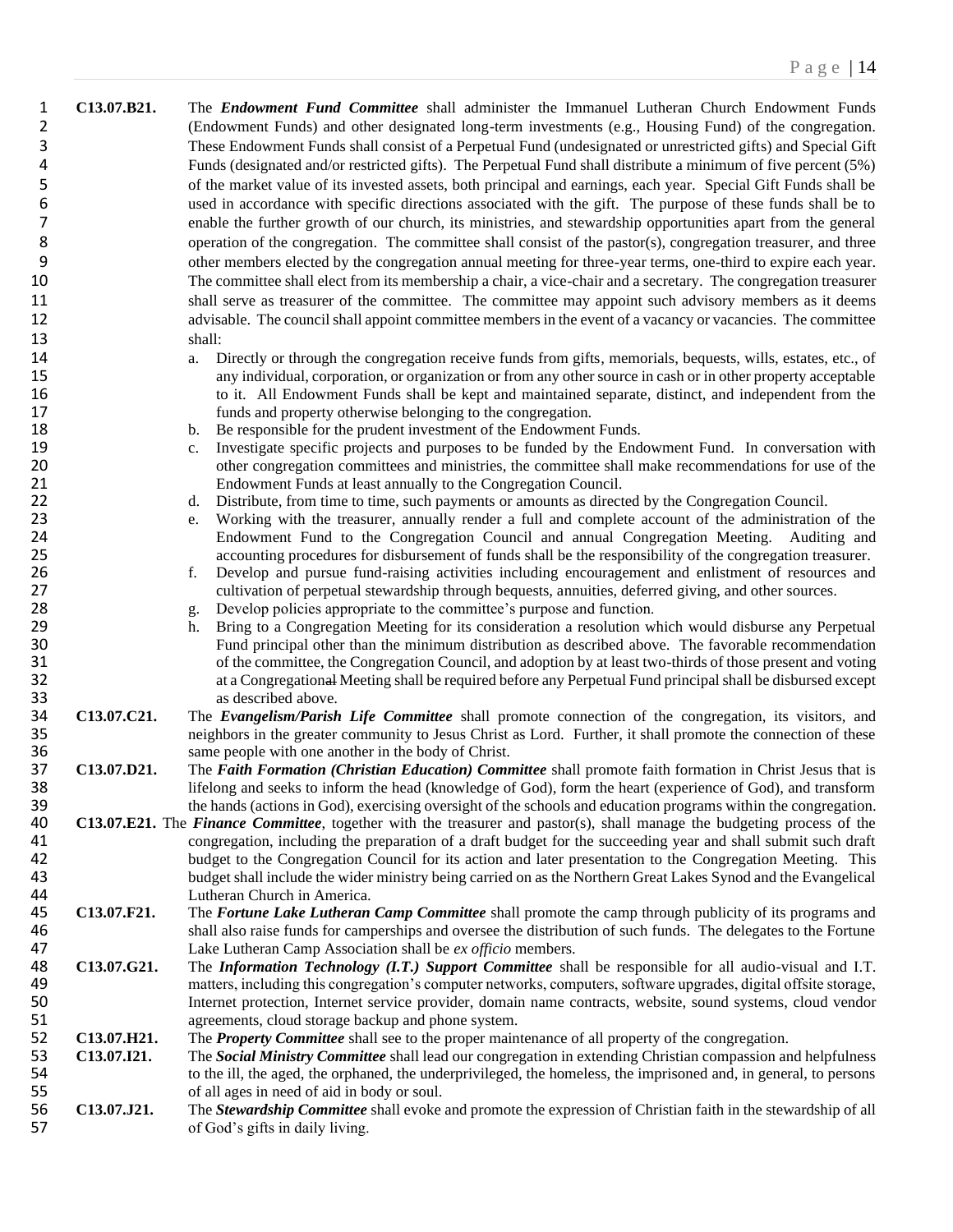**C13.07.B21.** The ***Endowment Fund Committee*** shall administer the Immanuel Lutheran Church Endowment Funds (Endowment Funds) and other designated long-term investments (e.g., Housing Fund) of the congregation. These Endowment Funds shall consist of a Perpetual Fund (undesignated or unrestricted gifts) and Special Gift Funds (designated and/or restricted gifts). The Perpetual Fund shall distribute a minimum of five percent (5%) of the market value of its invested assets, both principal and earnings, each year. Special Gift Funds shall be used in accordance with specific directions associated with the gift. The purpose of these funds shall be to enable the further growth of our church, its ministries, and stewardship opportunities apart from the general operation of the congregation. The committee shall consist of the pastor(s), congregation treasurer, and three other members elected by the congregation annual meeting for three-year terms, one-third to expire each year. The committee shall elect from its membership a chair, a vice-chair and a secretary. The congregation treasurer shall serve as treasurer of the committee. The committee may appoint such advisory members as it deems advisable. The council shall appoint committee members in the event of a vacancy or vacancies. The committee shall:

a. Directly or through the congregation receive funds from gifts, memorials, bequests, wills, estates, etc., of any individual, corporation, or organization or from any other source in cash or in other property acceptable to it. All Endowment Funds shall be kept and maintained separate, distinct, and independent from the funds and property otherwise belonging to the congregation.
b. Be responsible for the prudent investment of the Endowment Funds.
c. Investigate specific projects and purposes to be funded by the Endowment Fund. In conversation with other congregation committees and ministries, the committee shall make recommendations for use of the Endowment Funds at least annually to the Congregation Council.
d. Distribute, from time to time, such payments or amounts as directed by the Congregation Council.
e. Working with the treasurer, annually render a full and complete account of the administration of the Endowment Fund to the Congregation Council and annual Congregation Meeting. Auditing and accounting procedures for disbursement of funds shall be the responsibility of the congregation treasurer.
f. Develop and pursue fund-raising activities including encouragement and enlistment of resources and cultivation of perpetual stewardship through bequests, annuities, deferred giving, and other sources.
g. Develop policies appropriate to the committee's purpose and function.
h. Bring to a Congregation Meeting for its consideration a resolution which would disburse any Perpetual Fund principal other than the minimum distribution as described above. The favorable recommendation of the committee, the Congregation Council, and adoption by at least two-thirds of those present and voting at a Congregation~~al~~ Meeting shall be required before any Perpetual Fund principal shall be disbursed except as described above.

**C13.07.C21.** The ***Evangelism/Parish Life Committee*** shall promote connection of the congregation, its visitors, and neighbors in the greater community to Jesus Christ as Lord. Further, it shall promote the connection of these same people with one another in the body of Christ.

**C13.07.D21.** The ***Faith Formation (Christian Education) Committee*** shall promote faith formation in Christ Jesus that is lifelong and seeks to inform the head (knowledge of God), form the heart (experience of God), and transform the hands (actions in God), exercising oversight of the schools and education programs within the congregation.

**C13.07.E21.** The ***Finance Committee***, together with the treasurer and pastor(s), shall manage the budgeting process of the congregation, including the preparation of a draft budget for the succeeding year and shall submit such draft budget to the Congregation Council for its action and later presentation to the Congregation Meeting. This budget shall include the wider ministry being carried on as the Northern Great Lakes Synod and the Evangelical Lutheran Church in America.

**C13.07.F21.** The ***Fortune Lake Lutheran Camp Committee*** shall promote the camp through publicity of its programs and shall also raise funds for camperships and oversee the distribution of such funds. The delegates to the Fortune Lake Lutheran Camp Association shall be *ex officio* members.

**C13.07.G21.** The ***Information Technology (I.T.) Support Committee*** shall be responsible for all audio-visual and I.T. matters, including this congregation's computer networks, computers, software upgrades, digital offsite storage, Internet protection, Internet service provider, domain name contracts, website, sound systems, cloud vendor agreements, cloud storage backup and phone system.

**C13.07.H21.** The ***Property Committee*** shall see to the proper maintenance of all property of the congregation.

**C13.07.I21.** The ***Social Ministry Committee*** shall lead our congregation in extending Christian compassion and helpfulness to the ill, the aged, the orphaned, the underprivileged, the homeless, the imprisoned and, in general, to persons of all ages in need of aid in body or soul.

**C13.07.J21.** The ***Stewardship Committee*** shall evoke and promote the expression of Christian faith in the stewardship of all of God's gifts in daily living.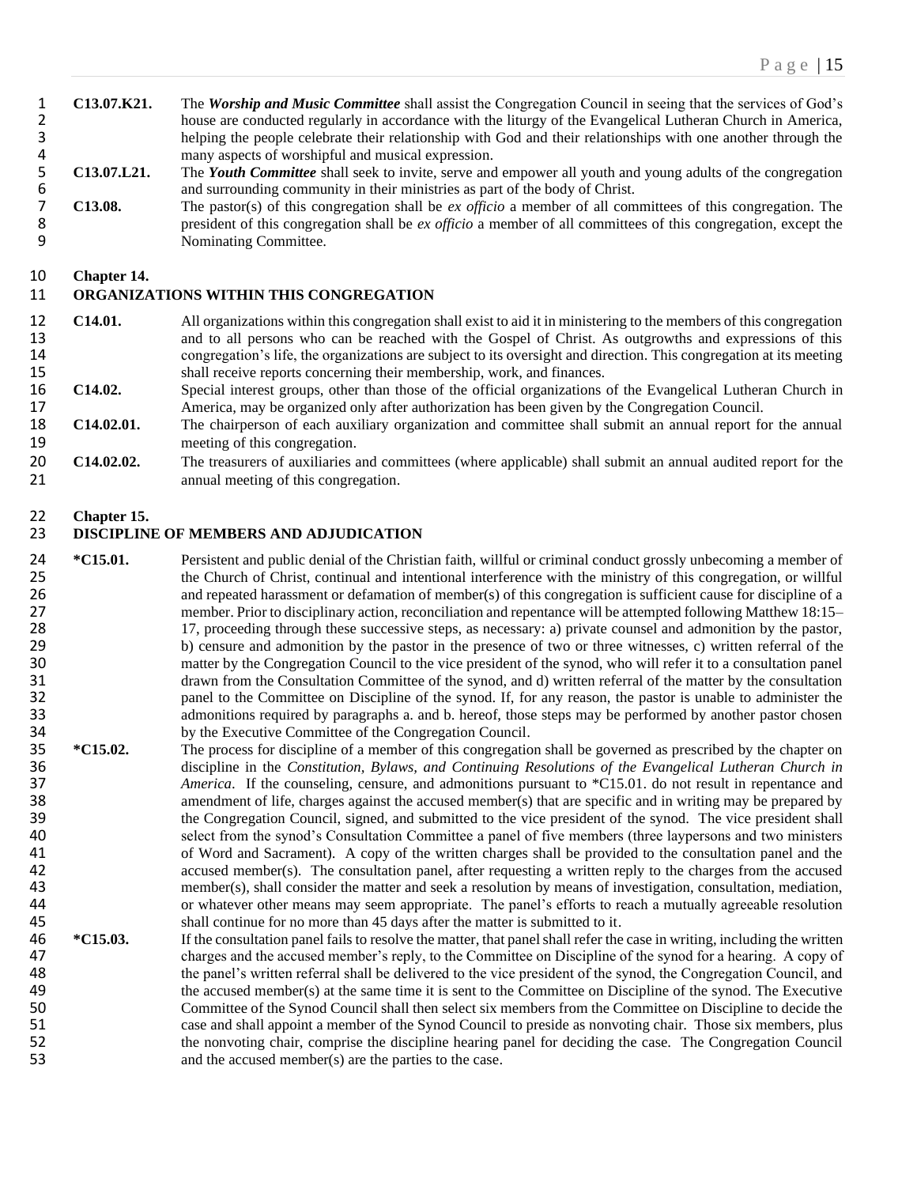**C13.07.K21.** The ***Worship and Music Committee*** shall assist the Congregation Council in seeing that the services of God's house are conducted regularly in accordance with the liturgy of the Evangelical Lutheran Church in America, helping the people celebrate their relationship with God and their relationships with one another through the many aspects of worshipful and musical expression.

**C13.07.L21.** The ***Youth Committee*** shall seek to invite, serve and empower all youth and young adults of the congregation and surrounding community in their ministries as part of the body of Christ.

**C13.08.** The pastor(s) of this congregation shall be *ex officio* a member of all committees of this congregation. The president of this congregation shall be *ex officio* a member of all committees of this congregation, except the Nominating Committee.

## Chapter 14.
## ORGANIZATIONS WITHIN THIS CONGREGATION

**C14.01.** All organizations within this congregation shall exist to aid it in ministering to the members of this congregation and to all persons who can be reached with the Gospel of Christ. As outgrowths and expressions of this congregation's life, the organizations are subject to its oversight and direction. This congregation at its meeting shall receive reports concerning their membership, work, and finances.

**C14.02.** Special interest groups, other than those of the official organizations of the Evangelical Lutheran Church in America, may be organized only after authorization has been given by the Congregation Council.

**C14.02.01.** The chairperson of each auxiliary organization and committee shall submit an annual report for the annual meeting of this congregation.

**C14.02.02.** The treasurers of auxiliaries and committees (where applicable) shall submit an annual audited report for the annual meeting of this congregation.

## Chapter 15.
## DISCIPLINE OF MEMBERS AND ADJUDICATION

**\*C15.01.** Persistent and public denial of the Christian faith, willful or criminal conduct grossly unbecoming a member of the Church of Christ, continual and intentional interference with the ministry of this congregation, or willful and repeated harassment or defamation of member(s) of this congregation is sufficient cause for discipline of a member. Prior to disciplinary action, reconciliation and repentance will be attempted following Matthew 18:15–17, proceeding through these successive steps, as necessary: a) private counsel and admonition by the pastor, b) censure and admonition by the pastor in the presence of two or three witnesses, c) written referral of the matter by the Congregation Council to the vice president of the synod, who will refer it to a consultation panel drawn from the Consultation Committee of the synod, and d) written referral of the matter by the consultation panel to the Committee on Discipline of the synod. If, for any reason, the pastor is unable to administer the admonitions required by paragraphs a. and b. hereof, those steps may be performed by another pastor chosen by the Executive Committee of the Congregation Council.

**\*C15.02.** The process for discipline of a member of this congregation shall be governed as prescribed by the chapter on discipline in the *Constitution, Bylaws, and Continuing Resolutions of the Evangelical Lutheran Church in America*. If the counseling, censure, and admonitions pursuant to \*C15.01. do not result in repentance and amendment of life, charges against the accused member(s) that are specific and in writing may be prepared by the Congregation Council, signed, and submitted to the vice president of the synod. The vice president shall select from the synod's Consultation Committee a panel of five members (three laypersons and two ministers of Word and Sacrament). A copy of the written charges shall be provided to the consultation panel and the accused member(s). The consultation panel, after requesting a written reply to the charges from the accused member(s), shall consider the matter and seek a resolution by means of investigation, consultation, mediation, or whatever other means may seem appropriate. The panel's efforts to reach a mutually agreeable resolution shall continue for no more than 45 days after the matter is submitted to it.

**\*C15.03.** If the consultation panel fails to resolve the matter, that panel shall refer the case in writing, including the written charges and the accused member's reply, to the Committee on Discipline of the synod for a hearing. A copy of the panel's written referral shall be delivered to the vice president of the synod, the Congregation Council, and the accused member(s) at the same time it is sent to the Committee on Discipline of the synod. The Executive Committee of the Synod Council shall then select six members from the Committee on Discipline to decide the case and shall appoint a member of the Synod Council to preside as nonvoting chair. Those six members, plus the nonvoting chair, comprise the discipline hearing panel for deciding the case. The Congregation Council and the accused member(s) are the parties to the case.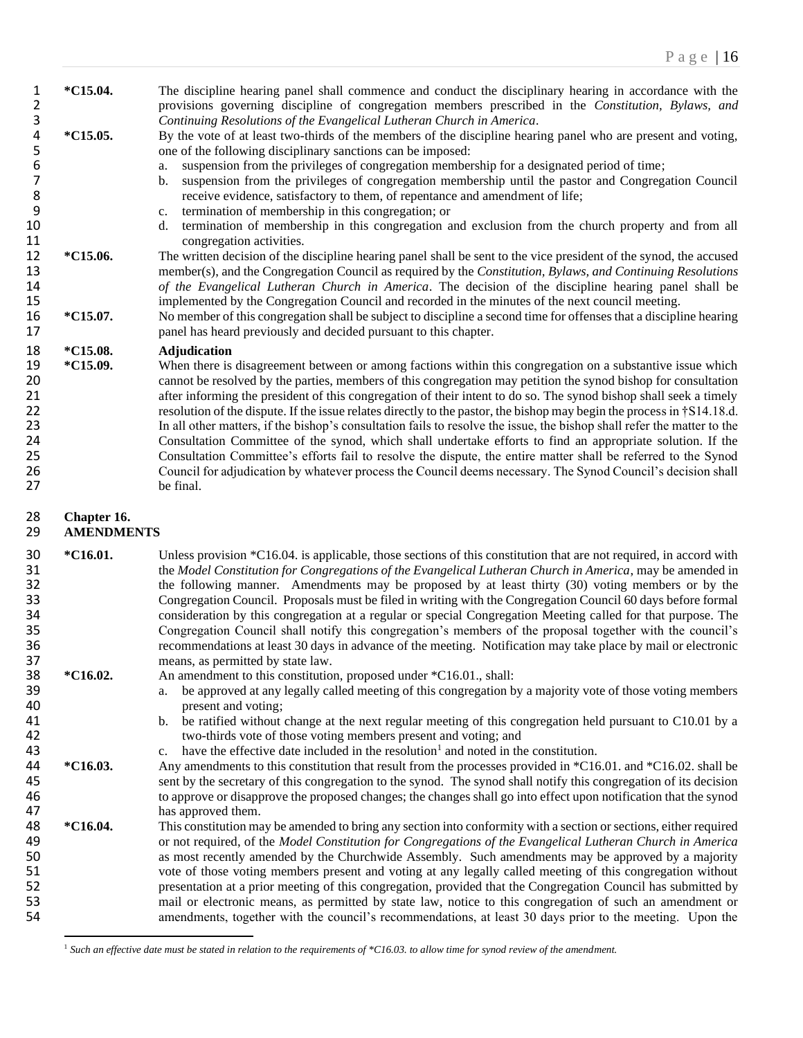**\*C15.04.** The discipline hearing panel shall commence and conduct the disciplinary hearing in accordance with the provisions governing discipline of congregation members prescribed in the *Constitution, Bylaws, and Continuing Resolutions of the Evangelical Lutheran Church in America*.

**\*C15.05.** By the vote of at least two-thirds of the members of the discipline hearing panel who are present and voting, one of the following disciplinary sanctions can be imposed:

a. suspension from the privileges of congregation membership for a designated period of time;
b. suspension from the privileges of congregation membership until the pastor and Congregation Council receive evidence, satisfactory to them, of repentance and amendment of life;
c. termination of membership in this congregation; or
d. termination of membership in this congregation and exclusion from the church property and from all congregation activities.

**\*C15.06.** The written decision of the discipline hearing panel shall be sent to the vice president of the synod, the accused member(s), and the Congregation Council as required by the *Constitution, Bylaws, and Continuing Resolutions of the Evangelical Lutheran Church in America*. The decision of the discipline hearing panel shall be implemented by the Congregation Council and recorded in the minutes of the next council meeting.

**\*C15.07.** No member of this congregation shall be subject to discipline a second time for offenses that a discipline hearing panel has heard previously and decided pursuant to this chapter.

**\*C15.08. Adjudication**

**\*C15.09.** When there is disagreement between or among factions within this congregation on a substantive issue which cannot be resolved by the parties, members of this congregation may petition the synod bishop for consultation after informing the president of this congregation of their intent to do so. The synod bishop shall seek a timely resolution of the dispute. If the issue relates directly to the pastor, the bishop may begin the process in †S14.18.d. In all other matters, if the bishop's consultation fails to resolve the issue, the bishop shall refer the matter to the Consultation Committee of the synod, which shall undertake efforts to find an appropriate solution. If the Consultation Committee's efforts fail to resolve the dispute, the entire matter shall be referred to the Synod Council for adjudication by whatever process the Council deems necessary. The Synod Council's decision shall be final.

## Chapter 16.
## AMENDMENTS

**\*C16.01.** Unless provision \*C16.04. is applicable, those sections of this constitution that are not required, in accord with the *Model Constitution for Congregations of the Evangelical Lutheran Church in America*, may be amended in the following manner. Amendments may be proposed by at least thirty (30) voting members or by the Congregation Council. Proposals must be filed in writing with the Congregation Council 60 days before formal consideration by this congregation at a regular or special Congregation Meeting called for that purpose. The Congregation Council shall notify this congregation's members of the proposal together with the council's recommendations at least 30 days in advance of the meeting. Notification may take place by mail or electronic means, as permitted by state law.

**\*C16.02.** An amendment to this constitution, proposed under \*C16.01., shall:

a. be approved at any legally called meeting of this congregation by a majority vote of those voting members present and voting;
b. be ratified without change at the next regular meeting of this congregation held pursuant to C10.01 by a two-thirds vote of those voting members present and voting; and
c. have the effective date included in the resolution[1] and noted in the constitution.

**\*C16.03.** Any amendments to this constitution that result from the processes provided in \*C16.01. and \*C16.02. shall be sent by the secretary of this congregation to the synod. The synod shall notify this congregation of its decision to approve or disapprove the proposed changes; the changes shall go into effect upon notification that the synod has approved them.

**\*C16.04.** This constitution may be amended to bring any section into conformity with a section or sections, either required or not required, of the *Model Constitution for Congregations of the Evangelical Lutheran Church in America* as most recently amended by the Churchwide Assembly. Such amendments may be approved by a majority vote of those voting members present and voting at any legally called meeting of this congregation without presentation at a prior meeting of this congregation, provided that the Congregation Council has submitted by mail or electronic means, as permitted by state law, notice to this congregation of such an amendment or amendments, together with the council's recommendations, at least 30 days prior to the meeting. Upon the

---

[1] *Such an effective date must be stated in relation to the requirements of \*C16.03. to allow time for synod review of the amendment.*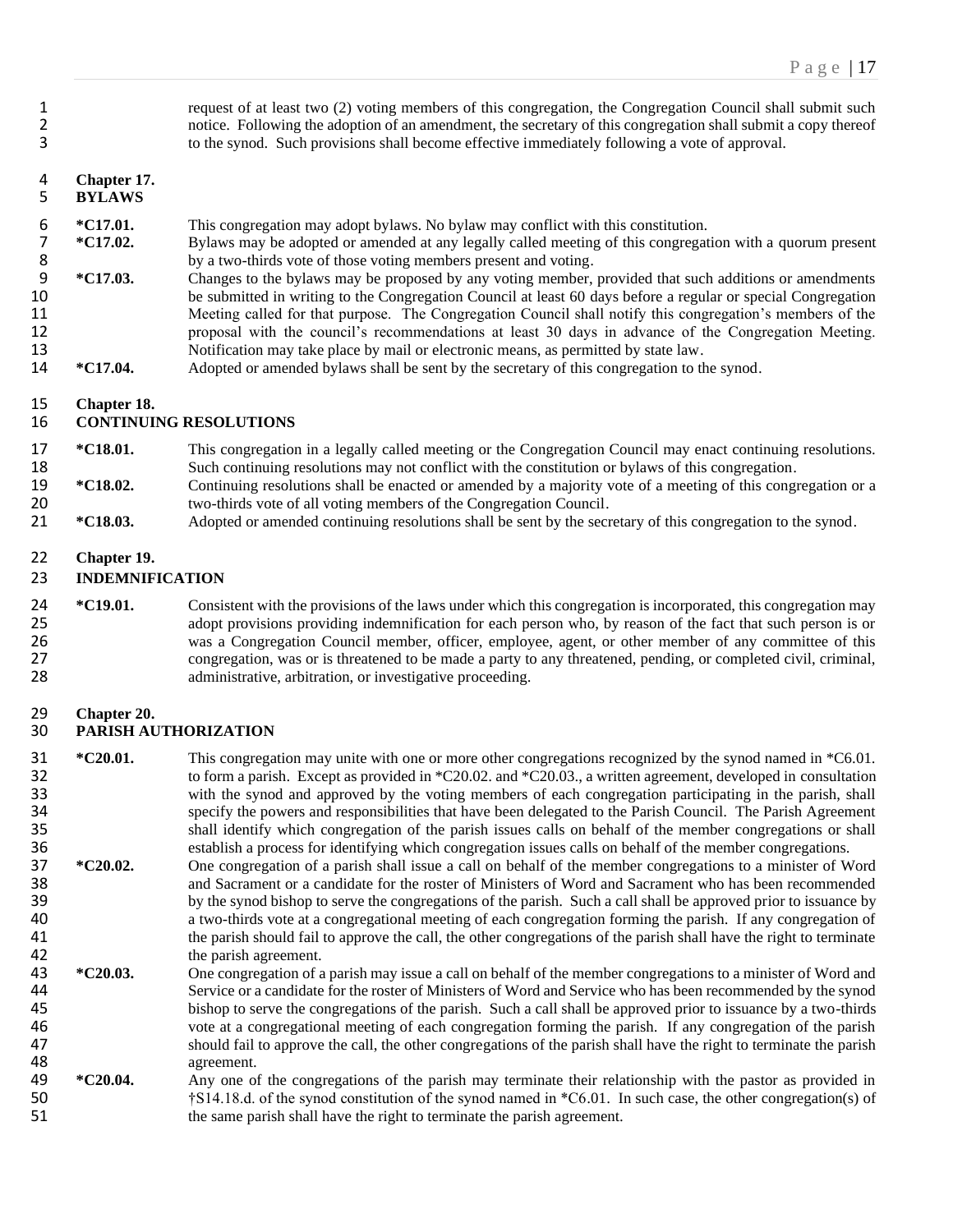request of at least two (2) voting members of this congregation, the Congregation Council shall submit such notice. Following the adoption of an amendment, the secretary of this congregation shall submit a copy thereof to the synod. Such provisions shall become effective immediately following a vote of approval.

## Chapter 17.
## BYLAWS

**\*C17.01.** This congregation may adopt bylaws. No bylaw may conflict with this constitution.

**\*C17.02.** Bylaws may be adopted or amended at any legally called meeting of this congregation with a quorum present by a two-thirds vote of those voting members present and voting.

**\*C17.03.** Changes to the bylaws may be proposed by any voting member, provided that such additions or amendments be submitted in writing to the Congregation Council at least 60 days before a regular or special Congregation Meeting called for that purpose. The Congregation Council shall notify this congregation's members of the proposal with the council's recommendations at least 30 days in advance of the Congregation Meeting. Notification may take place by mail or electronic means, as permitted by state law.

**\*C17.04.** Adopted or amended bylaws shall be sent by the secretary of this congregation to the synod.

## Chapter 18.
## CONTINUING RESOLUTIONS

**\*C18.01.** This congregation in a legally called meeting or the Congregation Council may enact continuing resolutions. Such continuing resolutions may not conflict with the constitution or bylaws of this congregation.

**\*C18.02.** Continuing resolutions shall be enacted or amended by a majority vote of a meeting of this congregation or a two-thirds vote of all voting members of the Congregation Council.

**\*C18.03.** Adopted or amended continuing resolutions shall be sent by the secretary of this congregation to the synod.

## Chapter 19.
## INDEMNIFICATION

**\*C19.01.** Consistent with the provisions of the laws under which this congregation is incorporated, this congregation may adopt provisions providing indemnification for each person who, by reason of the fact that such person is or was a Congregation Council member, officer, employee, agent, or other member of any committee of this congregation, was or is threatened to be made a party to any threatened, pending, or completed civil, criminal, administrative, arbitration, or investigative proceeding.

## Chapter 20.
## PARISH AUTHORIZATION

**\*C20.01.** This congregation may unite with one or more other congregations recognized by the synod named in \*C6.01. to form a parish. Except as provided in \*C20.02. and \*C20.03., a written agreement, developed in consultation with the synod and approved by the voting members of each congregation participating in the parish, shall specify the powers and responsibilities that have been delegated to the Parish Council. The Parish Agreement shall identify which congregation of the parish issues calls on behalf of the member congregations or shall establish a process for identifying which congregation issues calls on behalf of the member congregations.

**\*C20.02.** One congregation of a parish shall issue a call on behalf of the member congregations to a minister of Word and Sacrament or a candidate for the roster of Ministers of Word and Sacrament who has been recommended by the synod bishop to serve the congregations of the parish. Such a call shall be approved prior to issuance by a two-thirds vote at a congregational meeting of each congregation forming the parish. If any congregation of the parish should fail to approve the call, the other congregations of the parish shall have the right to terminate the parish agreement.

**\*C20.03.** One congregation of a parish may issue a call on behalf of the member congregations to a minister of Word and Service or a candidate for the roster of Ministers of Word and Service who has been recommended by the synod bishop to serve the congregations of the parish. Such a call shall be approved prior to issuance by a two-thirds vote at a congregational meeting of each congregation forming the parish. If any congregation of the parish should fail to approve the call, the other congregations of the parish shall have the right to terminate the parish agreement.

**\*C20.04.** Any one of the congregations of the parish may terminate their relationship with the pastor as provided in †S14.18.d. of the synod constitution of the synod named in \*C6.01. In such case, the other congregation(s) of the same parish shall have the right to terminate the parish agreement.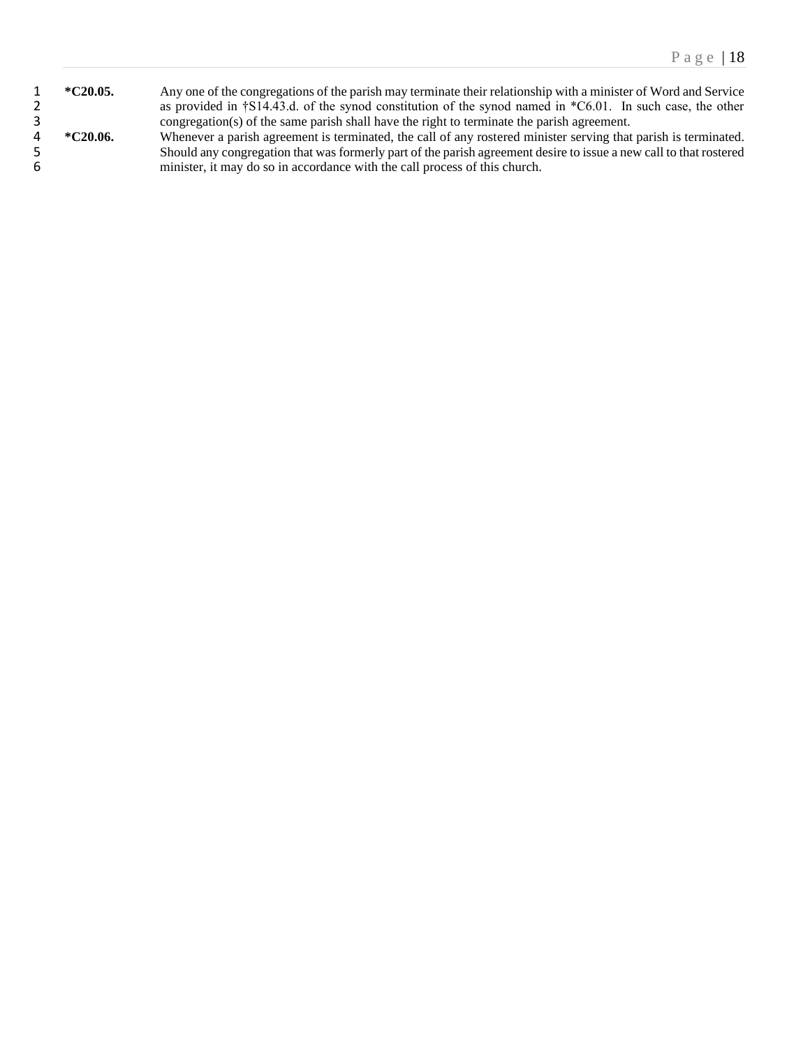**\*C20.05.** Any one of the congregations of the parish may terminate their relationship with a minister of Word and Service as provided in †S14.43.d. of the synod constitution of the synod named in \*C6.01. In such case, the other congregation(s) of the same parish shall have the right to terminate the parish agreement.

**\*C20.06.** Whenever a parish agreement is terminated, the call of any rostered minister serving that parish is terminated. Should any congregation that was formerly part of the parish agreement desire to issue a new call to that rostered minister, it may do so in accordance with the call process of this church.